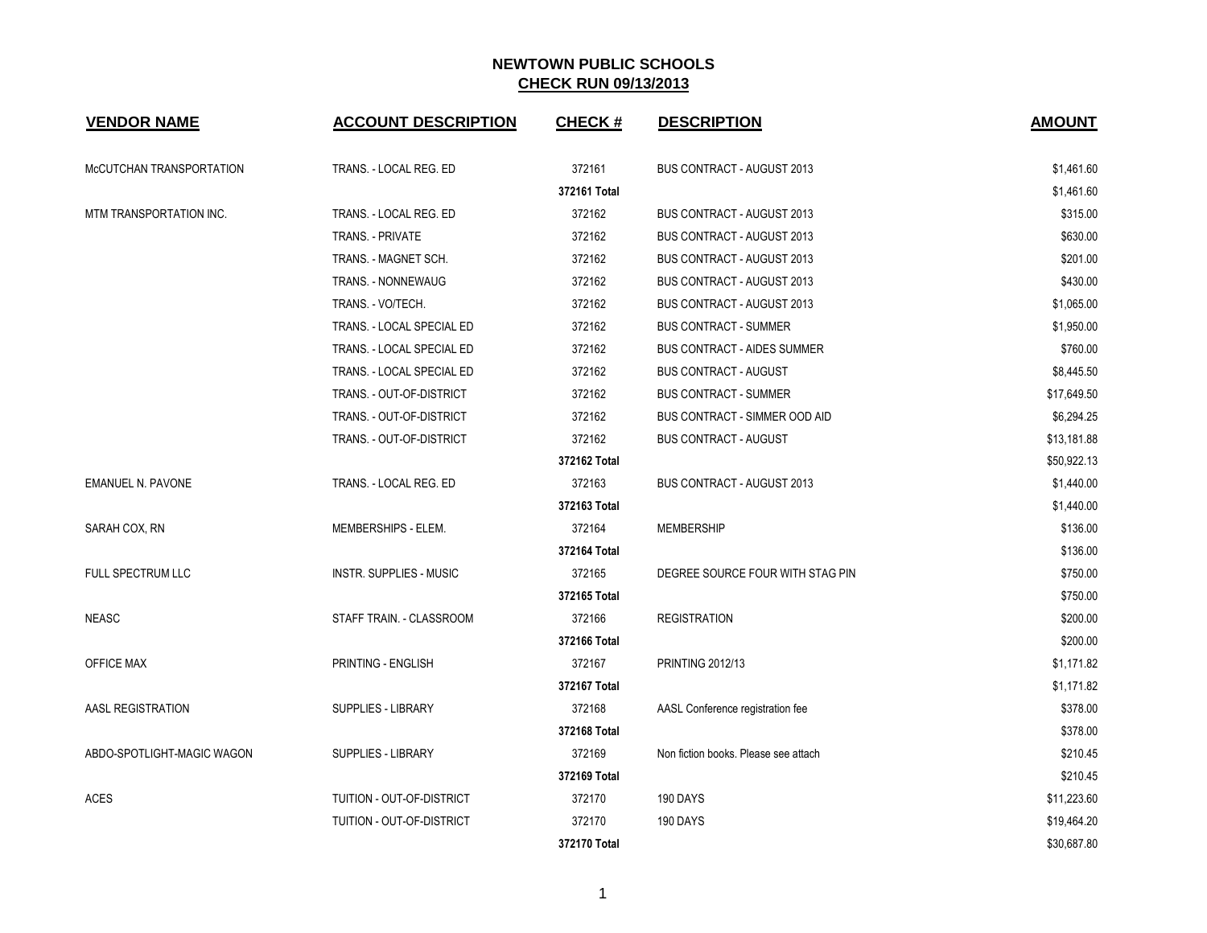# NEWTOWN PUBLIC SCHOOLS

## CHECK RUN 09/13/2013

| VENDOR NAME | ACCOUNT DESCRIPTION | CHECK # | DESCRIPTION | AMOUNT |
|---|---|---|---|---|
| McCUTCHAN TRANSPORTATION | TRANS. - LOCAL REG. ED | 372161 | BUS CONTRACT - AUGUST 2013 | $1,461.60 |
| | | **372161 Total** | | $1,461.60 |
| MTM TRANSPORTATION INC. | TRANS. - LOCAL REG. ED | 372162 | BUS CONTRACT - AUGUST 2013 | $315.00 |
| | TRANS. - PRIVATE | 372162 | BUS CONTRACT - AUGUST 2013 | $630.00 |
| | TRANS. - MAGNET SCH. | 372162 | BUS CONTRACT - AUGUST 2013 | $201.00 |
| | TRANS. - NONNEWAUG | 372162 | BUS CONTRACT - AUGUST 2013 | $430.00 |
| | TRANS. - VO/TECH. | 372162 | BUS CONTRACT - AUGUST 2013 | $1,065.00 |
| | TRANS. - LOCAL SPECIAL ED | 372162 | BUS CONTRACT - SUMMER | $1,950.00 |
| | TRANS. - LOCAL SPECIAL ED | 372162 | BUS CONTRACT - AIDES SUMMER | $760.00 |
| | TRANS. - LOCAL SPECIAL ED | 372162 | BUS CONTRACT - AUGUST | $8,445.50 |
| | TRANS. - OUT-OF-DISTRICT | 372162 | BUS CONTRACT - SUMMER | $17,649.50 |
| | TRANS. - OUT-OF-DISTRICT | 372162 | BUS CONTRACT - SIMMER OOD AID | $6,294.25 |
| | TRANS. - OUT-OF-DISTRICT | 372162 | BUS CONTRACT - AUGUST | $13,181.88 |
| | | **372162 Total** | | $50,922.13 |
| EMANUEL N. PAVONE | TRANS. - LOCAL REG. ED | 372163 | BUS CONTRACT - AUGUST 2013 | $1,440.00 |
| | | **372163 Total** | | $1,440.00 |
| SARAH COX, RN | MEMBERSHIPS - ELEM. | 372164 | MEMBERSHIP | $136.00 |
| | | **372164 Total** | | $136.00 |
| FULL SPECTRUM LLC | INSTR. SUPPLIES - MUSIC | 372165 | DEGREE SOURCE FOUR WITH STAG PIN | $750.00 |
| | | **372165 Total** | | $750.00 |
| NEASC | STAFF TRAIN. - CLASSROOM | 372166 | REGISTRATION | $200.00 |
| | | **372166 Total** | | $200.00 |
| OFFICE MAX | PRINTING - ENGLISH | 372167 | PRINTING 2012/13 | $1,171.82 |
| | | **372167 Total** | | $1,171.82 |
| AASL REGISTRATION | SUPPLIES - LIBRARY | 372168 | AASL Conference registration fee | $378.00 |
| | | **372168 Total** | | $378.00 |
| ABDO-SPOTLIGHT-MAGIC WAGON | SUPPLIES - LIBRARY | 372169 | Non fiction books. Please see attach | $210.45 |
| | | **372169 Total** | | $210.45 |
| ACES | TUITION - OUT-OF-DISTRICT | 372170 | 190 DAYS | $11,223.60 |
| | TUITION - OUT-OF-DISTRICT | 372170 | 190 DAYS | $19,464.20 |
| | | **372170 Total** | | $30,687.80 |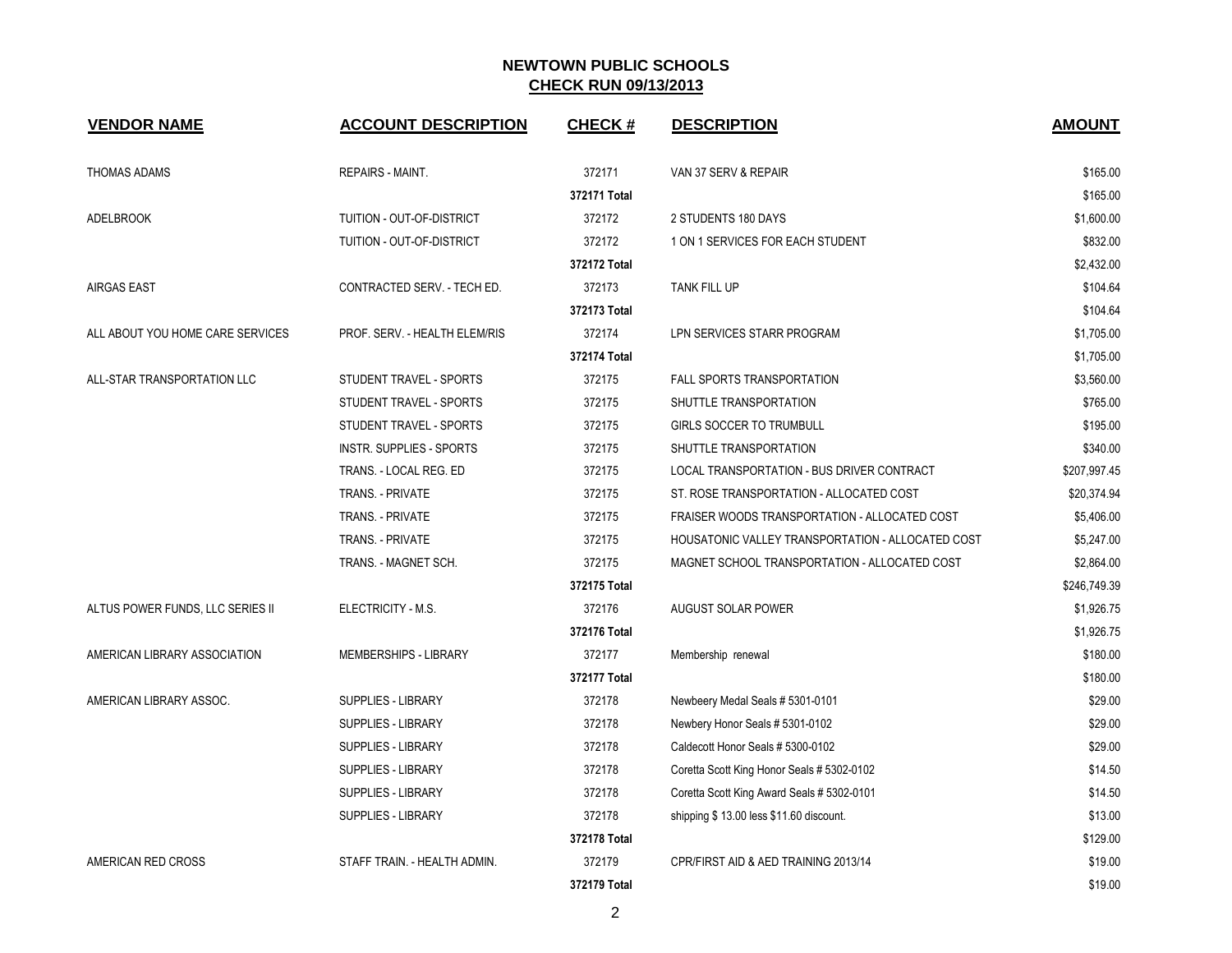# NEWTOWN PUBLIC SCHOOLS

## CHECK RUN 09/13/2013

| VENDOR NAME | ACCOUNT DESCRIPTION | CHECK # | DESCRIPTION | AMOUNT |
|---|---|---|---|---|
| THOMAS ADAMS | REPAIRS - MAINT. | 372171 | VAN 37 SERV & REPAIR | $165.00 |
| | | 372171 Total | | $165.00 |
| ADELBROOK | TUITION - OUT-OF-DISTRICT | 372172 | 2 STUDENTS 180 DAYS | $1,600.00 |
| | TUITION - OUT-OF-DISTRICT | 372172 | 1 ON 1 SERVICES FOR EACH STUDENT | $832.00 |
| | | 372172 Total | | $2,432.00 |
| AIRGAS EAST | CONTRACTED SERV. - TECH ED. | 372173 | TANK FILL UP | $104.64 |
| | | 372173 Total | | $104.64 |
| ALL ABOUT YOU HOME CARE SERVICES | PROF. SERV. - HEALTH ELEM/RIS | 372174 | LPN SERVICES STARR PROGRAM | $1,705.00 |
| | | 372174 Total | | $1,705.00 |
| ALL-STAR TRANSPORTATION LLC | STUDENT TRAVEL - SPORTS | 372175 | FALL SPORTS TRANSPORTATION | $3,560.00 |
| | STUDENT TRAVEL - SPORTS | 372175 | SHUTTLE TRANSPORTATION | $765.00 |
| | STUDENT TRAVEL - SPORTS | 372175 | GIRLS SOCCER TO TRUMBULL | $195.00 |
| | INSTR. SUPPLIES - SPORTS | 372175 | SHUTTLE TRANSPORTATION | $340.00 |
| | TRANS. - LOCAL REG. ED | 372175 | LOCAL TRANSPORTATION - BUS DRIVER CONTRACT | $207,997.45 |
| | TRANS. - PRIVATE | 372175 | ST. ROSE TRANSPORTATION - ALLOCATED COST | $20,374.94 |
| | TRANS. - PRIVATE | 372175 | FRAISER WOODS TRANSPORTATION - ALLOCATED COST | $5,406.00 |
| | TRANS. - PRIVATE | 372175 | HOUSATONIC VALLEY TRANSPORTATION - ALLOCATED COST | $5,247.00 |
| | TRANS. - MAGNET SCH. | 372175 | MAGNET SCHOOL TRANSPORTATION - ALLOCATED COST | $2,864.00 |
| | | 372175 Total | | $246,749.39 |
| ALTUS POWER FUNDS, LLC SERIES II | ELECTRICITY - M.S. | 372176 | AUGUST SOLAR POWER | $1,926.75 |
| | | 372176 Total | | $1,926.75 |
| AMERICAN LIBRARY ASSOCIATION | MEMBERSHIPS - LIBRARY | 372177 | Membership renewal | $180.00 |
| | | 372177 Total | | $180.00 |
| AMERICAN LIBRARY ASSOC. | SUPPLIES - LIBRARY | 372178 | Newbeery Medal Seals # 5301-0101 | $29.00 |
| | SUPPLIES - LIBRARY | 372178 | Newbery Honor Seals # 5301-0102 | $29.00 |
| | SUPPLIES - LIBRARY | 372178 | Caldecott Honor Seals # 5300-0102 | $29.00 |
| | SUPPLIES - LIBRARY | 372178 | Coretta Scott King Honor Seals # 5302-0102 | $14.50 |
| | SUPPLIES - LIBRARY | 372178 | Coretta Scott King Award Seals # 5302-0101 | $14.50 |
| | SUPPLIES - LIBRARY | 372178 | shipping $ 13.00 less $11.60 discount. | $13.00 |
| | | 372178 Total | | $129.00 |
| AMERICAN RED CROSS | STAFF TRAIN. - HEALTH ADMIN. | 372179 | CPR/FIRST AID & AED TRAINING 2013/14 | $19.00 |
| | | 372179 Total | | $19.00 |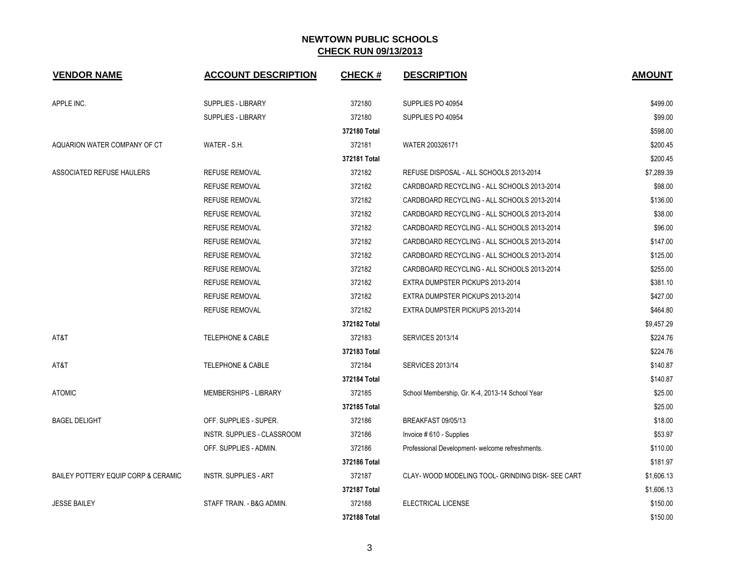# NEWTOWN PUBLIC SCHOOLS

## CHECK RUN 09/13/2013

| VENDOR NAME | ACCOUNT DESCRIPTION | CHECK # | DESCRIPTION | AMOUNT |
|---|---|---|---|---|
| APPLE INC. | SUPPLIES - LIBRARY | 372180 | SUPPLIES PO 40954 | $499.00 |
| | SUPPLIES - LIBRARY | 372180 | SUPPLIES PO 40954 | $99.00 |
| | | **372180 Total** | | $598.00 |
| AQUARION WATER COMPANY OF CT | WATER - S.H. | 372181 | WATER 200326171 | $200.45 |
| | | **372181 Total** | | $200.45 |
| ASSOCIATED REFUSE HAULERS | REFUSE REMOVAL | 372182 | REFUSE DISPOSAL - ALL SCHOOLS 2013-2014 | $7,289.39 |
| | REFUSE REMOVAL | 372182 | CARDBOARD RECYCLING - ALL SCHOOLS 2013-2014 | $98.00 |
| | REFUSE REMOVAL | 372182 | CARDBOARD RECYCLING - ALL SCHOOLS 2013-2014 | $136.00 |
| | REFUSE REMOVAL | 372182 | CARDBOARD RECYCLING - ALL SCHOOLS 2013-2014 | $38.00 |
| | REFUSE REMOVAL | 372182 | CARDBOARD RECYCLING - ALL SCHOOLS 2013-2014 | $96.00 |
| | REFUSE REMOVAL | 372182 | CARDBOARD RECYCLING - ALL SCHOOLS 2013-2014 | $147.00 |
| | REFUSE REMOVAL | 372182 | CARDBOARD RECYCLING - ALL SCHOOLS 2013-2014 | $125.00 |
| | REFUSE REMOVAL | 372182 | CARDBOARD RECYCLING - ALL SCHOOLS 2013-2014 | $255.00 |
| | REFUSE REMOVAL | 372182 | EXTRA DUMPSTER PICKUPS 2013-2014 | $381.10 |
| | REFUSE REMOVAL | 372182 | EXTRA DUMPSTER PICKUPS 2013-2014 | $427.00 |
| | REFUSE REMOVAL | 372182 | EXTRA DUMPSTER PICKUPS 2013-2014 | $464.80 |
| | | **372182 Total** | | $9,457.29 |
| AT&T | TELEPHONE & CABLE | 372183 | SERVICES 2013/14 | $224.76 |
| | | **372183 Total** | | $224.76 |
| AT&T | TELEPHONE & CABLE | 372184 | SERVICES 2013/14 | $140.87 |
| | | **372184 Total** | | $140.87 |
| ATOMIC | MEMBERSHIPS - LIBRARY | 372185 | School Membership, Gr. K-4, 2013-14 School Year | $25.00 |
| | | **372185 Total** | | $25.00 |
| BAGEL DELIGHT | OFF. SUPPLIES - SUPER. | 372186 | BREAKFAST 09/05/13 | $18.00 |
| | INSTR. SUPPLIES - CLASSROOM | 372186 | Invoice # 610 - Supplies | $53.97 |
| | OFF. SUPPLIES - ADMIN. | 372186 | Professional Development- welcome refreshments. | $110.00 |
| | | **372186 Total** | | $181.97 |
| BAILEY POTTERY EQUIP CORP & CERAMIC | INSTR. SUPPLIES - ART | 372187 | CLAY- WOOD MODELING TOOL- GRINDING DISK- SEE CART | $1,606.13 |
| | | **372187 Total** | | $1,606.13 |
| JESSE BAILEY | STAFF TRAIN. - B&G ADMIN. | 372188 | ELECTRICAL LICENSE | $150.00 |
| | | **372188 Total** | | $150.00 |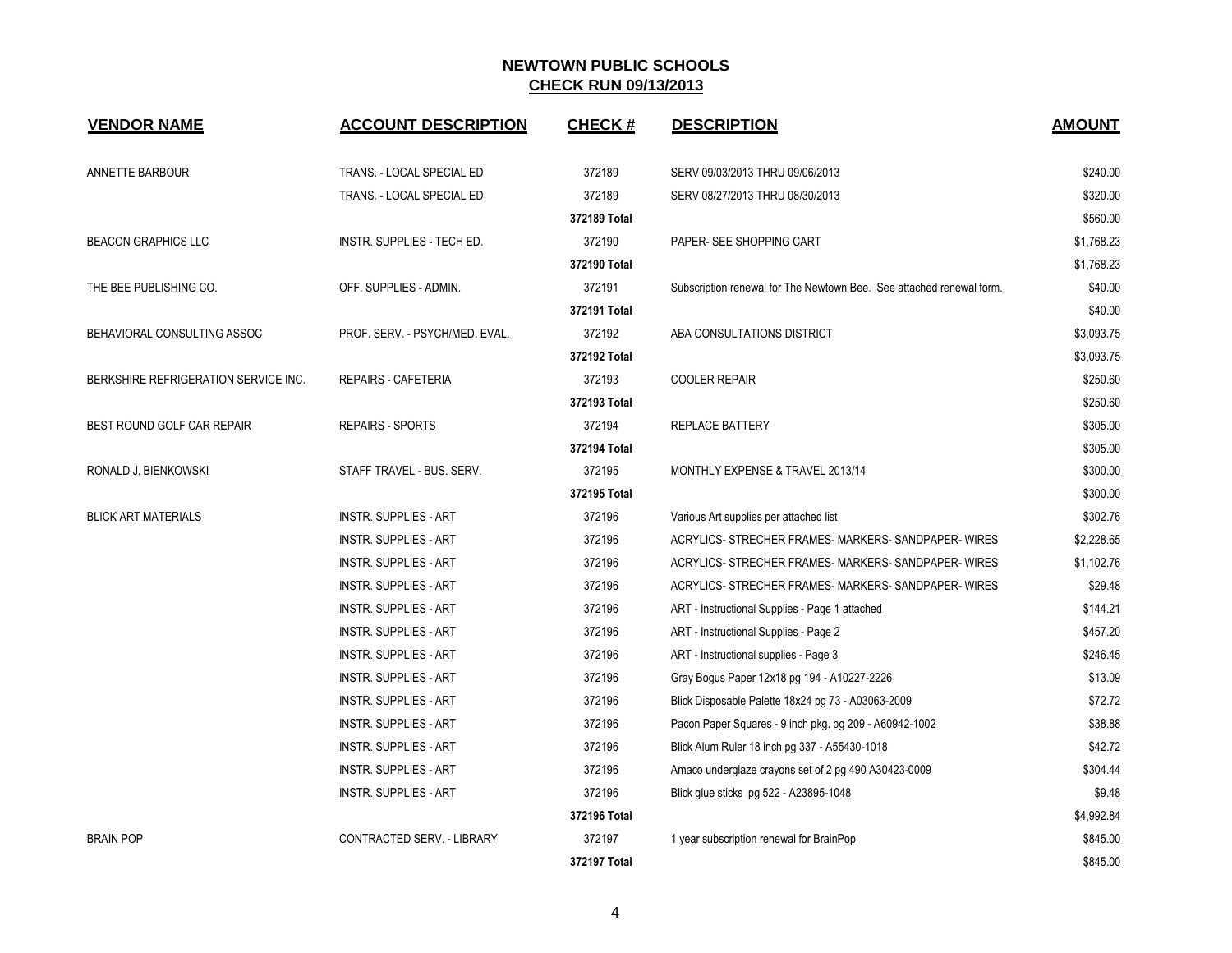# NEWTOWN PUBLIC SCHOOLS

## CHECK RUN 09/13/2013

| VENDOR NAME | ACCOUNT DESCRIPTION | CHECK # | DESCRIPTION | AMOUNT |
|---|---|---|---|---|
| ANNETTE BARBOUR | TRANS. - LOCAL SPECIAL ED | 372189 | SERV 09/03/2013 THRU 09/06/2013 | $240.00 |
| | TRANS. - LOCAL SPECIAL ED | 372189 | SERV 08/27/2013 THRU 08/30/2013 | $320.00 |
| | | **372189 Total** | | $560.00 |
| BEACON GRAPHICS LLC | INSTR. SUPPLIES - TECH ED. | 372190 | PAPER- SEE SHOPPING CART | $1,768.23 |
| | | **372190 Total** | | $1,768.23 |
| THE BEE PUBLISHING CO. | OFF. SUPPLIES - ADMIN. | 372191 | Subscription renewal for The Newtown Bee. See attached renewal form. | $40.00 |
| | | **372191 Total** | | $40.00 |
| BEHAVIORAL CONSULTING ASSOC | PROF. SERV. - PSYCH/MED. EVAL. | 372192 | ABA CONSULTATIONS DISTRICT | $3,093.75 |
| | | **372192 Total** | | $3,093.75 |
| BERKSHIRE REFRIGERATION SERVICE INC. | REPAIRS - CAFETERIA | 372193 | COOLER REPAIR | $250.60 |
| | | **372193 Total** | | $250.60 |
| BEST ROUND GOLF CAR REPAIR | REPAIRS - SPORTS | 372194 | REPLACE BATTERY | $305.00 |
| | | **372194 Total** | | $305.00 |
| RONALD J. BIENKOWSKI | STAFF TRAVEL - BUS. SERV. | 372195 | MONTHLY EXPENSE & TRAVEL 2013/14 | $300.00 |
| | | **372195 Total** | | $300.00 |
| BLICK ART MATERIALS | INSTR. SUPPLIES - ART | 372196 | Various Art supplies per attached list | $302.76 |
| | INSTR. SUPPLIES - ART | 372196 | ACRYLICS- STRECHER FRAMES- MARKERS- SANDPAPER- WIRES | $2,228.65 |
| | INSTR. SUPPLIES - ART | 372196 | ACRYLICS- STRECHER FRAMES- MARKERS- SANDPAPER- WIRES | $1,102.76 |
| | INSTR. SUPPLIES - ART | 372196 | ACRYLICS- STRECHER FRAMES- MARKERS- SANDPAPER- WIRES | $29.48 |
| | INSTR. SUPPLIES - ART | 372196 | ART - Instructional Supplies - Page 1 attached | $144.21 |
| | INSTR. SUPPLIES - ART | 372196 | ART - Instructional Supplies - Page 2 | $457.20 |
| | INSTR. SUPPLIES - ART | 372196 | ART - Instructional supplies - Page 3 | $246.45 |
| | INSTR. SUPPLIES - ART | 372196 | Gray Bogus Paper 12x18 pg 194 - A10227-2226 | $13.09 |
| | INSTR. SUPPLIES - ART | 372196 | Blick Disposable Palette 18x24 pg 73 - A03063-2009 | $72.72 |
| | INSTR. SUPPLIES - ART | 372196 | Pacon Paper Squares - 9 inch pkg. pg 209 - A60942-1002 | $38.88 |
| | INSTR. SUPPLIES - ART | 372196 | Blick Alum Ruler 18 inch pg 337 - A55430-1018 | $42.72 |
| | INSTR. SUPPLIES - ART | 372196 | Amaco underglaze crayons set of 2 pg 490 A30423-0009 | $304.44 |
| | INSTR. SUPPLIES - ART | 372196 | Blick glue sticks pg 522 - A23895-1048 | $9.48 |
| | | **372196 Total** | | $4,992.84 |
| BRAIN POP | CONTRACTED SERV. - LIBRARY | 372197 | 1 year subscription renewal for BrainPop | $845.00 |
| | | **372197 Total** | | $845.00 |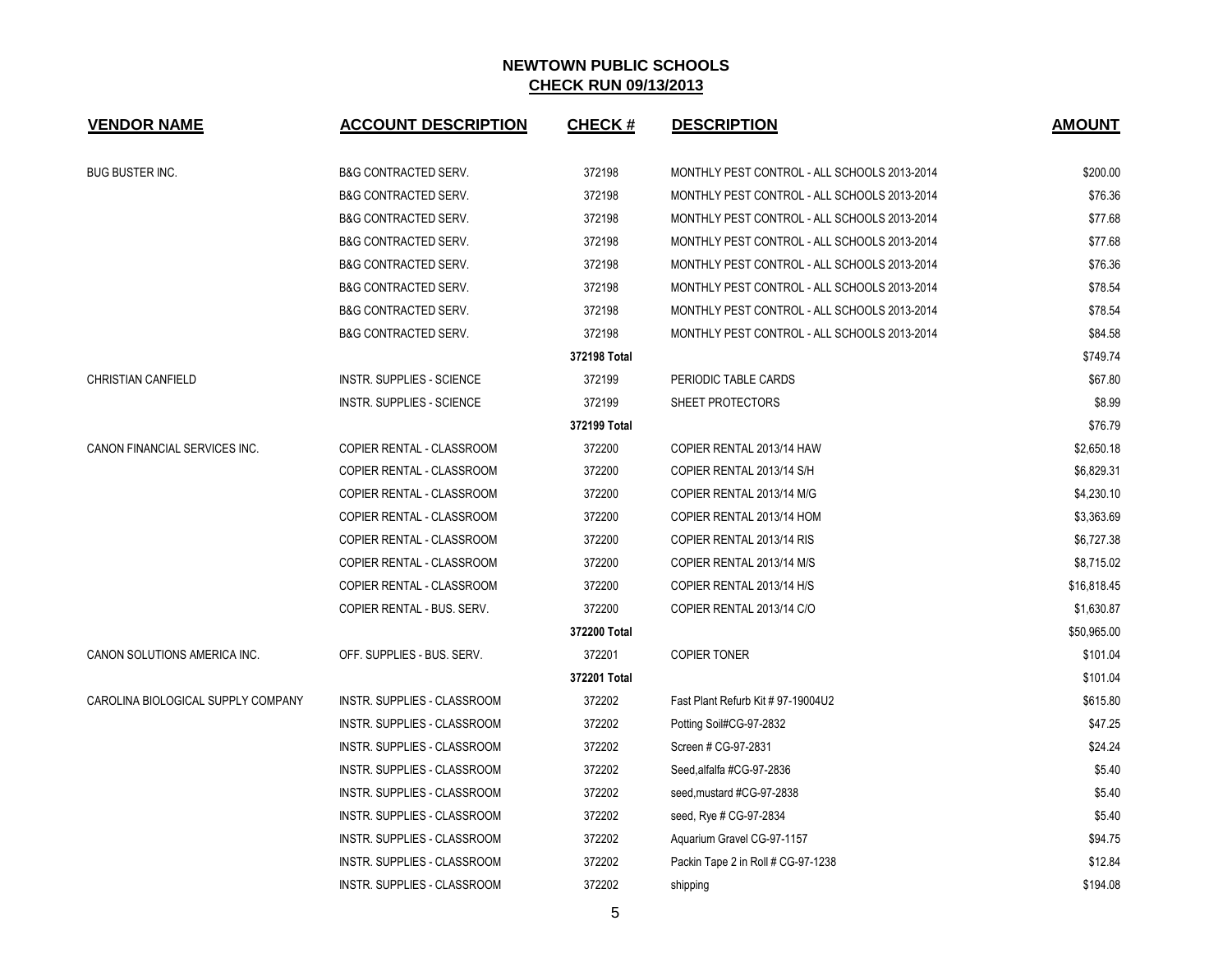# NEWTOWN PUBLIC SCHOOLS

## CHECK RUN 09/13/2013

| VENDOR NAME | ACCOUNT DESCRIPTION | CHECK # | DESCRIPTION | AMOUNT |
|---|---|---|---|---|
| BUG BUSTER INC. | B&G CONTRACTED SERV. | 372198 | MONTHLY PEST CONTROL - ALL SCHOOLS 2013-2014 | $200.00 |
| | B&G CONTRACTED SERV. | 372198 | MONTHLY PEST CONTROL - ALL SCHOOLS 2013-2014 | $76.36 |
| | B&G CONTRACTED SERV. | 372198 | MONTHLY PEST CONTROL - ALL SCHOOLS 2013-2014 | $77.68 |
| | B&G CONTRACTED SERV. | 372198 | MONTHLY PEST CONTROL - ALL SCHOOLS 2013-2014 | $77.68 |
| | B&G CONTRACTED SERV. | 372198 | MONTHLY PEST CONTROL - ALL SCHOOLS 2013-2014 | $76.36 |
| | B&G CONTRACTED SERV. | 372198 | MONTHLY PEST CONTROL - ALL SCHOOLS 2013-2014 | $78.54 |
| | B&G CONTRACTED SERV. | 372198 | MONTHLY PEST CONTROL - ALL SCHOOLS 2013-2014 | $78.54 |
| | B&G CONTRACTED SERV. | 372198 | MONTHLY PEST CONTROL - ALL SCHOOLS 2013-2014 | $84.58 |
| | | **372198 Total** | | $749.74 |
| CHRISTIAN CANFIELD | INSTR. SUPPLIES - SCIENCE | 372199 | PERIODIC TABLE CARDS | $67.80 |
| | INSTR. SUPPLIES - SCIENCE | 372199 | SHEET PROTECTORS | $8.99 |
| | | **372199 Total** | | $76.79 |
| CANON FINANCIAL SERVICES INC. | COPIER RENTAL - CLASSROOM | 372200 | COPIER RENTAL 2013/14 HAW | $2,650.18 |
| | COPIER RENTAL - CLASSROOM | 372200 | COPIER RENTAL 2013/14 S/H | $6,829.31 |
| | COPIER RENTAL - CLASSROOM | 372200 | COPIER RENTAL 2013/14 M/G | $4,230.10 |
| | COPIER RENTAL - CLASSROOM | 372200 | COPIER RENTAL 2013/14 HOM | $3,363.69 |
| | COPIER RENTAL - CLASSROOM | 372200 | COPIER RENTAL 2013/14 RIS | $6,727.38 |
| | COPIER RENTAL - CLASSROOM | 372200 | COPIER RENTAL 2013/14 M/S | $8,715.02 |
| | COPIER RENTAL - CLASSROOM | 372200 | COPIER RENTAL 2013/14 H/S | $16,818.45 |
| | COPIER RENTAL - BUS. SERV. | 372200 | COPIER RENTAL 2013/14 C/O | $1,630.87 |
| | | **372200 Total** | | $50,965.00 |
| CANON SOLUTIONS AMERICA INC. | OFF. SUPPLIES - BUS. SERV. | 372201 | COPIER TONER | $101.04 |
| | | **372201 Total** | | $101.04 |
| CAROLINA BIOLOGICAL SUPPLY COMPANY | INSTR. SUPPLIES - CLASSROOM | 372202 | Fast Plant Refurb Kit # 97-19004U2 | $615.80 |
| | INSTR. SUPPLIES - CLASSROOM | 372202 | Potting Soil#CG-97-2832 | $47.25 |
| | INSTR. SUPPLIES - CLASSROOM | 372202 | Screen # CG-97-2831 | $24.24 |
| | INSTR. SUPPLIES - CLASSROOM | 372202 | Seed,alfalfa #CG-97-2836 | $5.40 |
| | INSTR. SUPPLIES - CLASSROOM | 372202 | seed,mustard #CG-97-2838 | $5.40 |
| | INSTR. SUPPLIES - CLASSROOM | 372202 | seed, Rye # CG-97-2834 | $5.40 |
| | INSTR. SUPPLIES - CLASSROOM | 372202 | Aquarium Gravel CG-97-1157 | $94.75 |
| | INSTR. SUPPLIES - CLASSROOM | 372202 | Packin Tape 2 in Roll # CG-97-1238 | $12.84 |
| | INSTR. SUPPLIES - CLASSROOM | 372202 | shipping | $194.08 |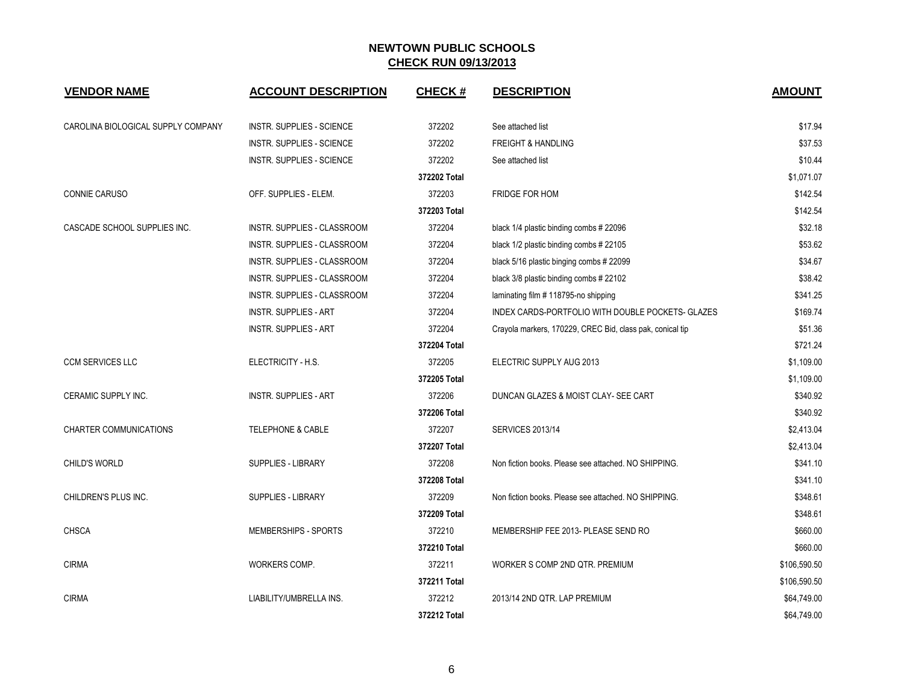# NEWTOWN PUBLIC SCHOOLS

## CHECK RUN 09/13/2013

| VENDOR NAME | ACCOUNT DESCRIPTION | CHECK # | DESCRIPTION | AMOUNT |
|---|---|---|---|---|
| CAROLINA BIOLOGICAL SUPPLY COMPANY | INSTR. SUPPLIES - SCIENCE | 372202 | See attached list | $17.94 |
| | INSTR. SUPPLIES - SCIENCE | 372202 | FREIGHT & HANDLING | $37.53 |
| | INSTR. SUPPLIES - SCIENCE | 372202 | See attached list | $10.44 |
| | | **372202 Total** | | $1,071.07 |
| CONNIE CARUSO | OFF. SUPPLIES - ELEM. | 372203 | FRIDGE FOR HOM | $142.54 |
| | | **372203 Total** | | $142.54 |
| CASCADE SCHOOL SUPPLIES INC. | INSTR. SUPPLIES - CLASSROOM | 372204 | black 1/4 plastic binding combs # 22096 | $32.18 |
| | INSTR. SUPPLIES - CLASSROOM | 372204 | black 1/2 plastic binding combs # 22105 | $53.62 |
| | INSTR. SUPPLIES - CLASSROOM | 372204 | black 5/16 plastic binging combs # 22099 | $34.67 |
| | INSTR. SUPPLIES - CLASSROOM | 372204 | black 3/8 plastic binding combs # 22102 | $38.42 |
| | INSTR. SUPPLIES - CLASSROOM | 372204 | laminating film # 118795-no shipping | $341.25 |
| | INSTR. SUPPLIES - ART | 372204 | INDEX CARDS-PORTFOLIO WITH DOUBLE POCKETS- GLAZES | $169.74 |
| | INSTR. SUPPLIES - ART | 372204 | Crayola markers, 170229, CREC Bid, class pak, conical tip | $51.36 |
| | | **372204 Total** | | $721.24 |
| CCM SERVICES LLC | ELECTRICITY - H.S. | 372205 | ELECTRIC SUPPLY AUG 2013 | $1,109.00 |
| | | **372205 Total** | | $1,109.00 |
| CERAMIC SUPPLY INC. | INSTR. SUPPLIES - ART | 372206 | DUNCAN GLAZES & MOIST CLAY- SEE CART | $340.92 |
| | | **372206 Total** | | $340.92 |
| CHARTER COMMUNICATIONS | TELEPHONE & CABLE | 372207 | SERVICES 2013/14 | $2,413.04 |
| | | **372207 Total** | | $2,413.04 |
| CHILD'S WORLD | SUPPLIES - LIBRARY | 372208 | Non fiction books. Please see attached. NO SHIPPING. | $341.10 |
| | | **372208 Total** | | $341.10 |
| CHILDREN'S PLUS INC. | SUPPLIES - LIBRARY | 372209 | Non fiction books. Please see attached. NO SHIPPING. | $348.61 |
| | | **372209 Total** | | $348.61 |
| CHSCA | MEMBERSHIPS - SPORTS | 372210 | MEMBERSHIP FEE 2013- PLEASE SEND RO | $660.00 |
| | | **372210 Total** | | $660.00 |
| CIRMA | WORKERS COMP. | 372211 | WORKER S COMP 2ND QTR. PREMIUM | $106,590.50 |
| | | **372211 Total** | | $106,590.50 |
| CIRMA | LIABILITY/UMBRELLA INS. | 372212 | 2013/14 2ND QTR. LAP PREMIUM | $64,749.00 |
| | | **372212 Total** | | $64,749.00 |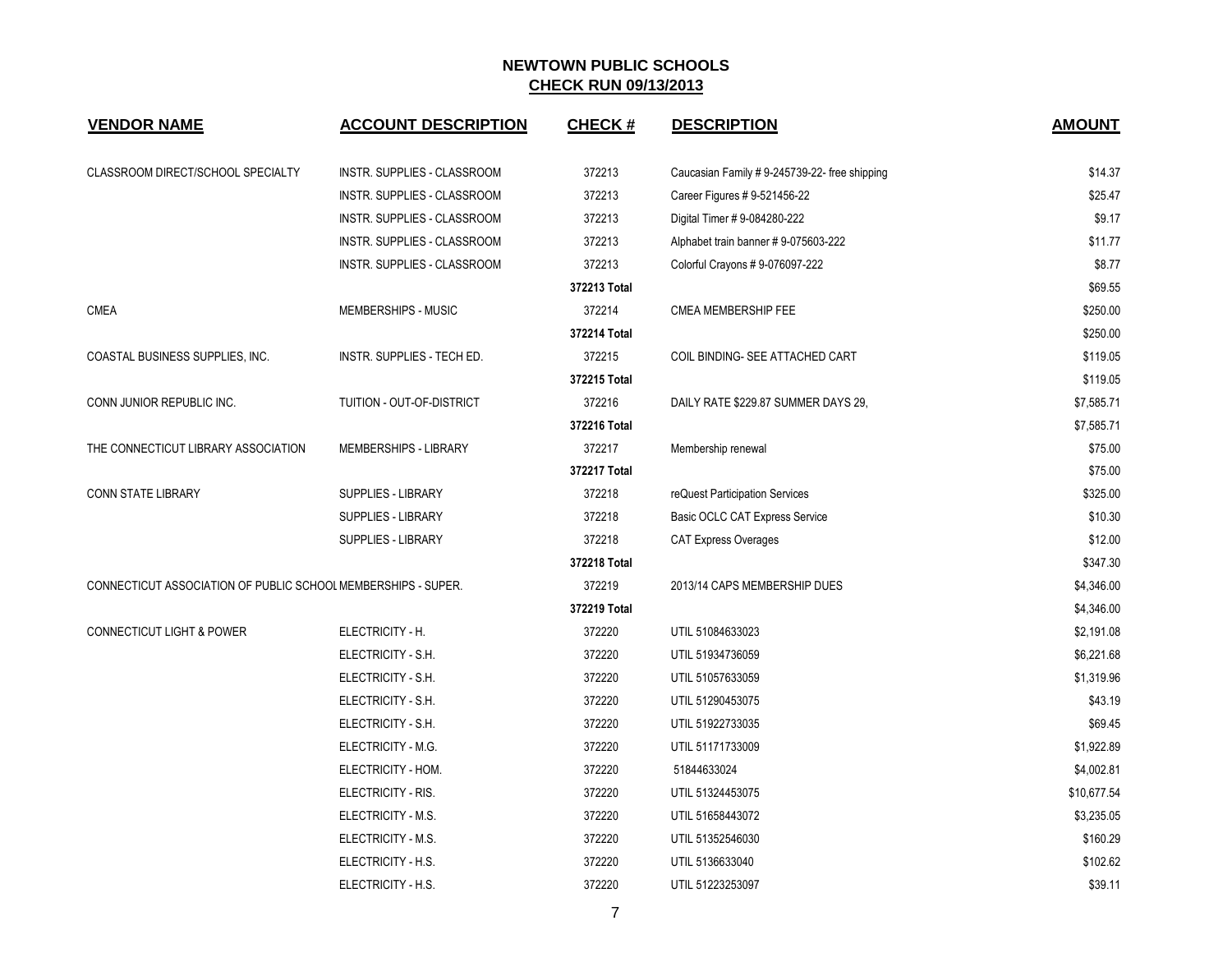# NEWTOWN PUBLIC SCHOOLS

## CHECK RUN 09/13/2013

| VENDOR NAME | ACCOUNT DESCRIPTION | CHECK # | DESCRIPTION | AMOUNT |
|---|---|---|---|---|
| CLASSROOM DIRECT/SCHOOL SPECIALTY | INSTR. SUPPLIES - CLASSROOM | 372213 | Caucasian Family # 9-245739-22- free shipping | $14.37 |
| | INSTR. SUPPLIES - CLASSROOM | 372213 | Career Figures # 9-521456-22 | $25.47 |
| | INSTR. SUPPLIES - CLASSROOM | 372213 | Digital Timer # 9-084280-222 | $9.17 |
| | INSTR. SUPPLIES - CLASSROOM | 372213 | Alphabet train banner # 9-075603-222 | $11.77 |
| | INSTR. SUPPLIES - CLASSROOM | 372213 | Colorful Crayons # 9-076097-222 | $8.77 |
| | | **372213 Total** | | $69.55 |
| CMEA | MEMBERSHIPS - MUSIC | 372214 | CMEA MEMBERSHIP FEE | $250.00 |
| | | **372214 Total** | | $250.00 |
| COASTAL BUSINESS SUPPLIES, INC. | INSTR. SUPPLIES - TECH ED. | 372215 | COIL BINDING- SEE ATTACHED CART | $119.05 |
| | | **372215 Total** | | $119.05 |
| CONN JUNIOR REPUBLIC INC. | TUITION - OUT-OF-DISTRICT | 372216 | DAILY RATE $229.87 SUMMER DAYS 29, | $7,585.71 |
| | | **372216 Total** | | $7,585.71 |
| THE CONNECTICUT LIBRARY ASSOCIATION | MEMBERSHIPS - LIBRARY | 372217 | Membership renewal | $75.00 |
| | | **372217 Total** | | $75.00 |
| CONN STATE LIBRARY | SUPPLIES - LIBRARY | 372218 | reQuest Participation Services | $325.00 |
| | SUPPLIES - LIBRARY | 372218 | Basic OCLC CAT Express Service | $10.30 |
| | SUPPLIES - LIBRARY | 372218 | CAT Express Overages | $12.00 |
| | | **372218 Total** | | $347.30 |
| CONNECTICUT ASSOCIATION OF PUBLIC SCHOOL | MEMBERSHIPS - SUPER. | 372219 | 2013/14 CAPS MEMBERSHIP DUES | $4,346.00 |
| | | **372219 Total** | | $4,346.00 |
| CONNECTICUT LIGHT & POWER | ELECTRICITY - H. | 372220 | UTIL 51084633023 | $2,191.08 |
| | ELECTRICITY - S.H. | 372220 | UTIL 51934736059 | $6,221.68 |
| | ELECTRICITY - S.H. | 372220 | UTIL 51057633059 | $1,319.96 |
| | ELECTRICITY - S.H. | 372220 | UTIL 51290453075 | $43.19 |
| | ELECTRICITY - S.H. | 372220 | UTIL 51922733035 | $69.45 |
| | ELECTRICITY - M.G. | 372220 | UTIL 51171733009 | $1,922.89 |
| | ELECTRICITY - HOM. | 372220 | 51844633024 | $4,002.81 |
| | ELECTRICITY - RIS. | 372220 | UTIL 51324453075 | $10,677.54 |
| | ELECTRICITY - M.S. | 372220 | UTIL 51658443072 | $3,235.05 |
| | ELECTRICITY - M.S. | 372220 | UTIL 51352546030 | $160.29 |
| | ELECTRICITY - H.S. | 372220 | UTIL 5136633040 | $102.62 |
| | ELECTRICITY - H.S. | 372220 | UTIL 51223253097 | $39.11 |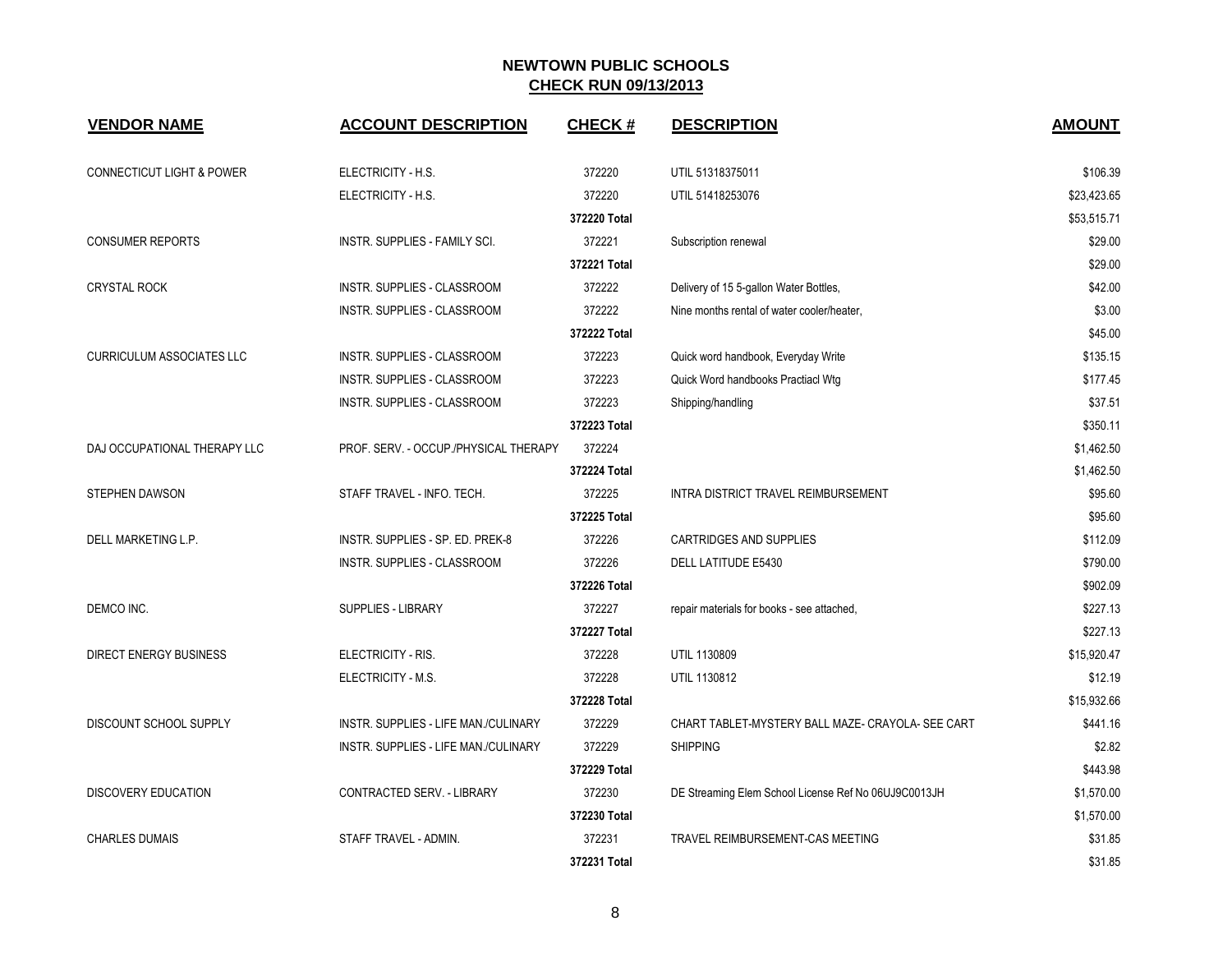## NEWTOWN PUBLIC SCHOOLS

**CHECK RUN 09/13/2013**

| VENDOR NAME | ACCOUNT DESCRIPTION | CHECK # | DESCRIPTION | AMOUNT |
|---|---|---|---|---|
| CONNECTICUT LIGHT & POWER | ELECTRICITY - H.S. | 372220 | UTIL 51318375011 | $106.39 |
| | ELECTRICITY - H.S. | 372220 | UTIL 51418253076 | $23,423.65 |
| | | **372220 Total** | | $53,515.71 |
| CONSUMER REPORTS | INSTR. SUPPLIES - FAMILY SCI. | 372221 | Subscription renewal | $29.00 |
| | | **372221 Total** | | $29.00 |
| CRYSTAL ROCK | INSTR. SUPPLIES - CLASSROOM | 372222 | Delivery of 15 5-gallon Water Bottles, | $42.00 |
| | INSTR. SUPPLIES - CLASSROOM | 372222 | Nine months rental of water cooler/heater, | $3.00 |
| | | **372222 Total** | | $45.00 |
| CURRICULUM ASSOCIATES LLC | INSTR. SUPPLIES - CLASSROOM | 372223 | Quick word handbook, Everyday Write | $135.15 |
| | INSTR. SUPPLIES - CLASSROOM | 372223 | Quick Word handbooks Practiacl Wtg | $177.45 |
| | INSTR. SUPPLIES - CLASSROOM | 372223 | Shipping/handling | $37.51 |
| | | **372223 Total** | | $350.11 |
| DAJ OCCUPATIONAL THERAPY LLC | PROF. SERV. - OCCUP./PHYSICAL THERAPY | 372224 | | $1,462.50 |
| | | **372224 Total** | | $1,462.50 |
| STEPHEN DAWSON | STAFF TRAVEL - INFO. TECH. | 372225 | INTRA DISTRICT TRAVEL REIMBURSEMENT | $95.60 |
| | | **372225 Total** | | $95.60 |
| DELL MARKETING L.P. | INSTR. SUPPLIES - SP. ED. PREK-8 | 372226 | CARTRIDGES AND SUPPLIES | $112.09 |
| | INSTR. SUPPLIES - CLASSROOM | 372226 | DELL LATITUDE E5430 | $790.00 |
| | | **372226 Total** | | $902.09 |
| DEMCO INC. | SUPPLIES - LIBRARY | 372227 | repair materials for books - see attached, | $227.13 |
| | | **372227 Total** | | $227.13 |
| DIRECT ENERGY BUSINESS | ELECTRICITY - RIS. | 372228 | UTIL 1130809 | $15,920.47 |
| | ELECTRICITY - M.S. | 372228 | UTIL 1130812 | $12.19 |
| | | **372228 Total** | | $15,932.66 |
| DISCOUNT SCHOOL SUPPLY | INSTR. SUPPLIES - LIFE MAN./CULINARY | 372229 | CHART TABLET-MYSTERY BALL MAZE- CRAYOLA- SEE CART | $441.16 |
| | INSTR. SUPPLIES - LIFE MAN./CULINARY | 372229 | SHIPPING | $2.82 |
| | | **372229 Total** | | $443.98 |
| DISCOVERY EDUCATION | CONTRACTED SERV. - LIBRARY | 372230 | DE Streaming Elem School License Ref No 06UJ9C0013JH | $1,570.00 |
| | | **372230 Total** | | $1,570.00 |
| CHARLES DUMAIS | STAFF TRAVEL - ADMIN. | 372231 | TRAVEL REIMBURSEMENT-CAS MEETING | $31.85 |
| | | **372231 Total** | | $31.85 |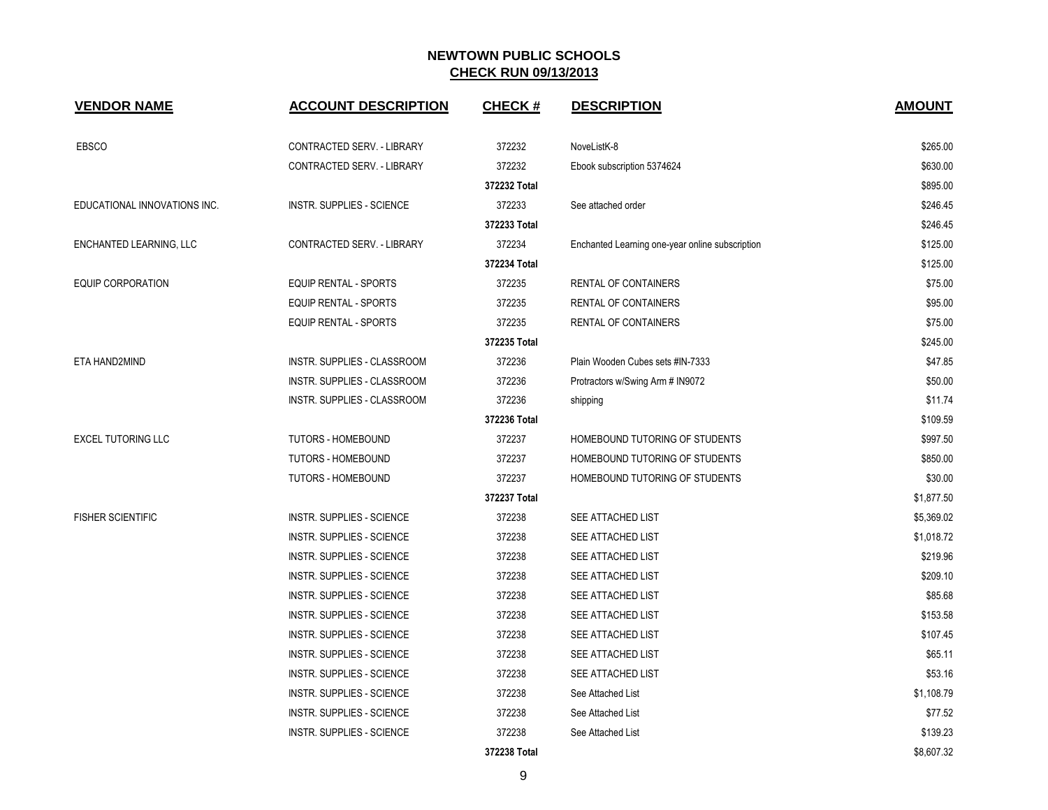## NEWTOWN PUBLIC SCHOOLS
## CHECK RUN 09/13/2013

| VENDOR NAME | ACCOUNT DESCRIPTION | CHECK # | DESCRIPTION | AMOUNT |
|---|---|---|---|---|
| EBSCO | CONTRACTED SERV. - LIBRARY | 372232 | NoveListK-8 | $265.00 |
| | CONTRACTED SERV. - LIBRARY | 372232 | Ebook subscription 5374624 | $630.00 |
| | | **372232 Total** | | $895.00 |
| EDUCATIONAL INNOVATIONS INC. | INSTR. SUPPLIES - SCIENCE | 372233 | See attached order | $246.45 |
| | | **372233 Total** | | $246.45 |
| ENCHANTED LEARNING, LLC | CONTRACTED SERV. - LIBRARY | 372234 | Enchanted Learning one-year online subscription | $125.00 |
| | | **372234 Total** | | $125.00 |
| EQUIP CORPORATION | EQUIP RENTAL - SPORTS | 372235 | RENTAL OF CONTAINERS | $75.00 |
| | EQUIP RENTAL - SPORTS | 372235 | RENTAL OF CONTAINERS | $95.00 |
| | EQUIP RENTAL - SPORTS | 372235 | RENTAL OF CONTAINERS | $75.00 |
| | | **372235 Total** | | $245.00 |
| ETA HAND2MIND | INSTR. SUPPLIES - CLASSROOM | 372236 | Plain Wooden Cubes sets #IN-7333 | $47.85 |
| | INSTR. SUPPLIES - CLASSROOM | 372236 | Protractors w/Swing Arm # IN9072 | $50.00 |
| | INSTR. SUPPLIES - CLASSROOM | 372236 | shipping | $11.74 |
| | | **372236 Total** | | $109.59 |
| EXCEL TUTORING LLC | TUTORS - HOMEBOUND | 372237 | HOMEBOUND TUTORING OF STUDENTS | $997.50 |
| | TUTORS - HOMEBOUND | 372237 | HOMEBOUND TUTORING OF STUDENTS | $850.00 |
| | TUTORS - HOMEBOUND | 372237 | HOMEBOUND TUTORING OF STUDENTS | $30.00 |
| | | **372237 Total** | | $1,877.50 |
| FISHER SCIENTIFIC | INSTR. SUPPLIES - SCIENCE | 372238 | SEE ATTACHED LIST | $5,369.02 |
| | INSTR. SUPPLIES - SCIENCE | 372238 | SEE ATTACHED LIST | $1,018.72 |
| | INSTR. SUPPLIES - SCIENCE | 372238 | SEE ATTACHED LIST | $219.96 |
| | INSTR. SUPPLIES - SCIENCE | 372238 | SEE ATTACHED LIST | $209.10 |
| | INSTR. SUPPLIES - SCIENCE | 372238 | SEE ATTACHED LIST | $85.68 |
| | INSTR. SUPPLIES - SCIENCE | 372238 | SEE ATTACHED LIST | $153.58 |
| | INSTR. SUPPLIES - SCIENCE | 372238 | SEE ATTACHED LIST | $107.45 |
| | INSTR. SUPPLIES - SCIENCE | 372238 | SEE ATTACHED LIST | $65.11 |
| | INSTR. SUPPLIES - SCIENCE | 372238 | SEE ATTACHED LIST | $53.16 |
| | INSTR. SUPPLIES - SCIENCE | 372238 | See Attached List | $1,108.79 |
| | INSTR. SUPPLIES - SCIENCE | 372238 | See Attached List | $77.52 |
| | INSTR. SUPPLIES - SCIENCE | 372238 | See Attached List | $139.23 |
| | | **372238 Total** | | $8,607.32 |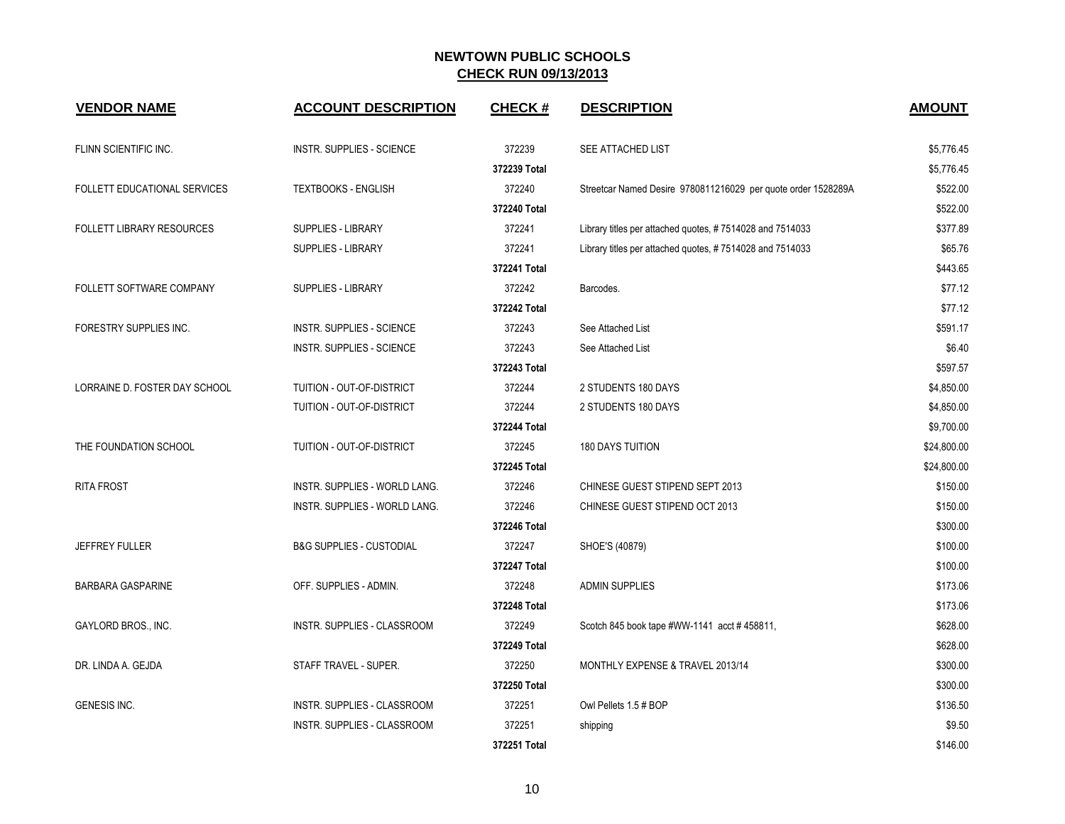## NEWTOWN PUBLIC SCHOOLS
## CHECK RUN 09/13/2013

| VENDOR NAME | ACCOUNT DESCRIPTION | CHECK # | DESCRIPTION | AMOUNT |
|---|---|---|---|---|
| FLINN SCIENTIFIC INC. | INSTR. SUPPLIES - SCIENCE | 372239 | SEE ATTACHED LIST | $5,776.45 |
| | | 372239 Total | | $5,776.45 |
| FOLLETT EDUCATIONAL SERVICES | TEXTBOOKS - ENGLISH | 372240 | Streetcar Named Desire 9780811216029 per quote order 1528289A | $522.00 |
| | | 372240 Total | | $522.00 |
| FOLLETT LIBRARY RESOURCES | SUPPLIES - LIBRARY | 372241 | Library titles per attached quotes, # 7514028 and 7514033 | $377.89 |
| | SUPPLIES - LIBRARY | 372241 | Library titles per attached quotes, # 7514028 and 7514033 | $65.76 |
| | | 372241 Total | | $443.65 |
| FOLLETT SOFTWARE COMPANY | SUPPLIES - LIBRARY | 372242 | Barcodes. | $77.12 |
| | | 372242 Total | | $77.12 |
| FORESTRY SUPPLIES INC. | INSTR. SUPPLIES - SCIENCE | 372243 | See Attached List | $591.17 |
| | INSTR. SUPPLIES - SCIENCE | 372243 | See Attached List | $6.40 |
| | | 372243 Total | | $597.57 |
| LORRAINE D. FOSTER DAY SCHOOL | TUITION - OUT-OF-DISTRICT | 372244 | 2 STUDENTS 180 DAYS | $4,850.00 |
| | TUITION - OUT-OF-DISTRICT | 372244 | 2 STUDENTS 180 DAYS | $4,850.00 |
| | | 372244 Total | | $9,700.00 |
| THE FOUNDATION SCHOOL | TUITION - OUT-OF-DISTRICT | 372245 | 180 DAYS TUITION | $24,800.00 |
| | | 372245 Total | | $24,800.00 |
| RITA FROST | INSTR. SUPPLIES - WORLD LANG. | 372246 | CHINESE GUEST STIPEND SEPT 2013 | $150.00 |
| | INSTR. SUPPLIES - WORLD LANG. | 372246 | CHINESE GUEST STIPEND OCT 2013 | $150.00 |
| | | 372246 Total | | $300.00 |
| JEFFREY FULLER | B&G SUPPLIES - CUSTODIAL | 372247 | SHOE'S (40879) | $100.00 |
| | | 372247 Total | | $100.00 |
| BARBARA GASPARINE | OFF. SUPPLIES - ADMIN. | 372248 | ADMIN SUPPLIES | $173.06 |
| | | 372248 Total | | $173.06 |
| GAYLORD BROS., INC. | INSTR. SUPPLIES - CLASSROOM | 372249 | Scotch 845 book tape #WW-1141 acct # 458811, | $628.00 |
| | | 372249 Total | | $628.00 |
| DR. LINDA A. GEJDA | STAFF TRAVEL - SUPER. | 372250 | MONTHLY EXPENSE & TRAVEL 2013/14 | $300.00 |
| | | 372250 Total | | $300.00 |
| GENESIS INC. | INSTR. SUPPLIES - CLASSROOM | 372251 | Owl Pellets 1.5 # BOP | $136.50 |
| | INSTR. SUPPLIES - CLASSROOM | 372251 | shipping | $9.50 |
| | | 372251 Total | | $146.00 |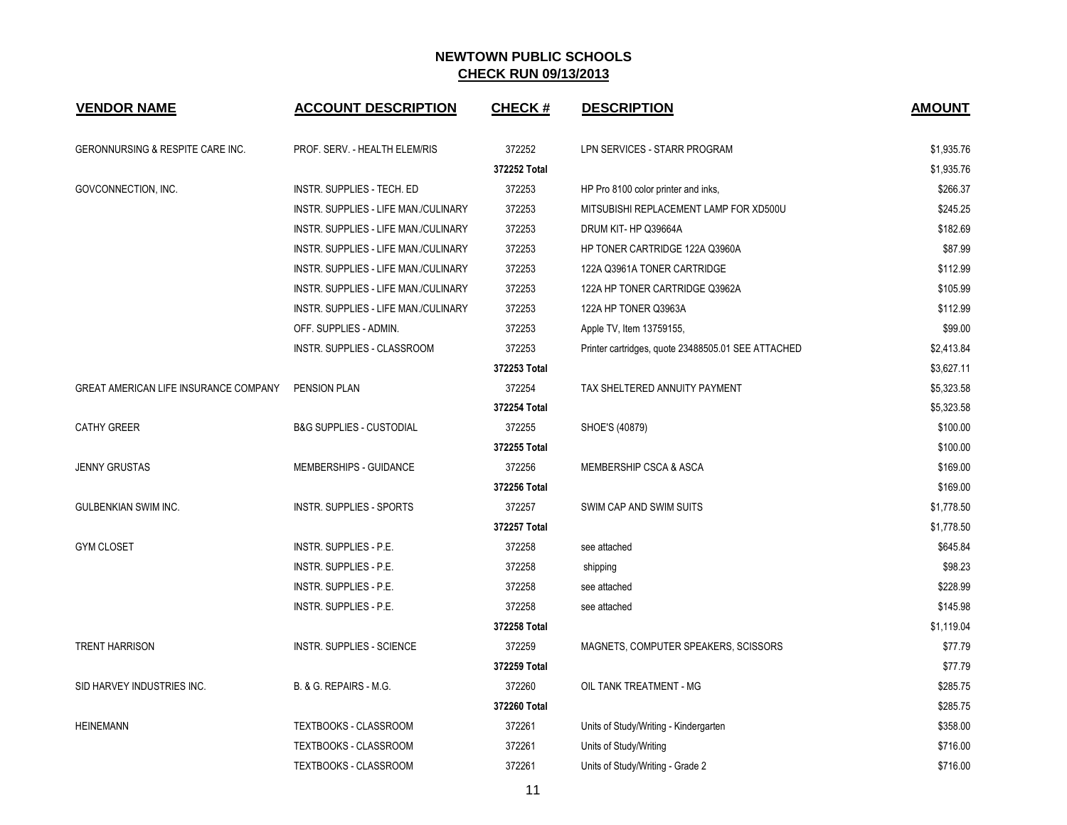# NEWTOWN PUBLIC SCHOOLS

## CHECK RUN 09/13/2013

| VENDOR NAME | ACCOUNT DESCRIPTION | CHECK # | DESCRIPTION | AMOUNT |
|---|---|---|---|---|
| GERONNURSING & RESPITE CARE INC. | PROF. SERV. - HEALTH ELEM/RIS | 372252 | LPN SERVICES - STARR PROGRAM | $1,935.76 |
| | | **372252 Total** | | $1,935.76 |
| GOVCONNECTION, INC. | INSTR. SUPPLIES - TECH. ED | 372253 | HP Pro 8100 color printer and inks, | $266.37 |
| | INSTR. SUPPLIES - LIFE MAN./CULINARY | 372253 | MITSUBISHI REPLACEMENT LAMP FOR XD500U | $245.25 |
| | INSTR. SUPPLIES - LIFE MAN./CULINARY | 372253 | DRUM KIT- HP Q39664A | $182.69 |
| | INSTR. SUPPLIES - LIFE MAN./CULINARY | 372253 | HP TONER CARTRIDGE 122A Q3960A | $87.99 |
| | INSTR. SUPPLIES - LIFE MAN./CULINARY | 372253 | 122A Q3961A TONER CARTRIDGE | $112.99 |
| | INSTR. SUPPLIES - LIFE MAN./CULINARY | 372253 | 122A HP TONER CARTRIDGE Q3962A | $105.99 |
| | INSTR. SUPPLIES - LIFE MAN./CULINARY | 372253 | 122A HP TONER Q3963A | $112.99 |
| | OFF. SUPPLIES - ADMIN. | 372253 | Apple TV, Item 13759155, | $99.00 |
| | INSTR. SUPPLIES - CLASSROOM | 372253 | Printer cartridges, quote 23488505.01 SEE ATTACHED | $2,413.84 |
| | | **372253 Total** | | $3,627.11 |
| GREAT AMERICAN LIFE INSURANCE COMPANY | PENSION PLAN | 372254 | TAX SHELTERED ANNUITY PAYMENT | $5,323.58 |
| | | **372254 Total** | | $5,323.58 |
| CATHY GREER | B&G SUPPLIES - CUSTODIAL | 372255 | SHOE'S (40879) | $100.00 |
| | | **372255 Total** | | $100.00 |
| JENNY GRUSTAS | MEMBERSHIPS - GUIDANCE | 372256 | MEMBERSHIP CSCA & ASCA | $169.00 |
| | | **372256 Total** | | $169.00 |
| GULBENKIAN SWIM INC. | INSTR. SUPPLIES - SPORTS | 372257 | SWIM CAP AND SWIM SUITS | $1,778.50 |
| | | **372257 Total** | | $1,778.50 |
| GYM CLOSET | INSTR. SUPPLIES - P.E. | 372258 | see attached | $645.84 |
| | INSTR. SUPPLIES - P.E. | 372258 | shipping | $98.23 |
| | INSTR. SUPPLIES - P.E. | 372258 | see attached | $228.99 |
| | INSTR. SUPPLIES - P.E. | 372258 | see attached | $145.98 |
| | | **372258 Total** | | $1,119.04 |
| TRENT HARRISON | INSTR. SUPPLIES - SCIENCE | 372259 | MAGNETS, COMPUTER SPEAKERS, SCISSORS | $77.79 |
| | | **372259 Total** | | $77.79 |
| SID HARVEY INDUSTRIES INC. | B. & G. REPAIRS - M.G. | 372260 | OIL TANK TREATMENT - MG | $285.75 |
| | | **372260 Total** | | $285.75 |
| HEINEMANN | TEXTBOOKS - CLASSROOM | 372261 | Units of Study/Writing - Kindergarten | $358.00 |
| | TEXTBOOKS - CLASSROOM | 372261 | Units of Study/Writing | $716.00 |
| | TEXTBOOKS - CLASSROOM | 372261 | Units of Study/Writing - Grade 2 | $716.00 |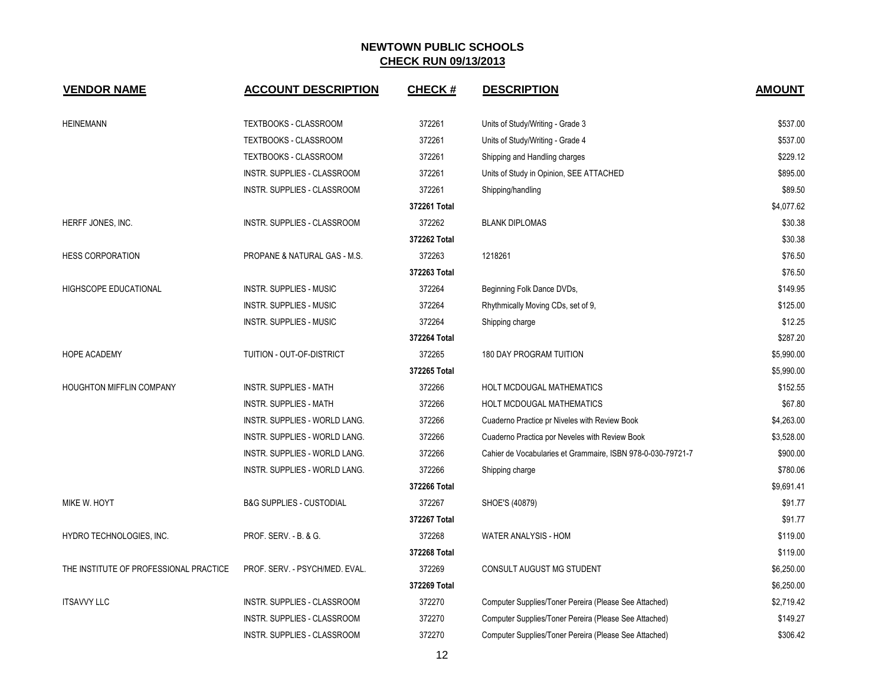# NEWTOWN PUBLIC SCHOOLS

## CHECK RUN 09/13/2013

| VENDOR NAME | ACCOUNT DESCRIPTION | CHECK # | DESCRIPTION | AMOUNT |
|---|---|---|---|---|
| HEINEMANN | TEXTBOOKS - CLASSROOM | 372261 | Units of Study/Writing - Grade 3 | $537.00 |
| | TEXTBOOKS - CLASSROOM | 372261 | Units of Study/Writing - Grade 4 | $537.00 |
| | TEXTBOOKS - CLASSROOM | 372261 | Shipping and Handling charges | $229.12 |
| | INSTR. SUPPLIES - CLASSROOM | 372261 | Units of Study in Opinion, SEE ATTACHED | $895.00 |
| | INSTR. SUPPLIES - CLASSROOM | 372261 | Shipping/handling | $89.50 |
| | | 372261 Total | | $4,077.62 |
| HERFF JONES, INC. | INSTR. SUPPLIES - CLASSROOM | 372262 | BLANK DIPLOMAS | $30.38 |
| | | 372262 Total | | $30.38 |
| HESS CORPORATION | PROPANE & NATURAL GAS - M.S. | 372263 | 1218261 | $76.50 |
| | | 372263 Total | | $76.50 |
| HIGHSCOPE EDUCATIONAL | INSTR. SUPPLIES - MUSIC | 372264 | Beginning Folk Dance DVDs, | $149.95 |
| | INSTR. SUPPLIES - MUSIC | 372264 | Rhythmically Moving CDs, set of 9, | $125.00 |
| | INSTR. SUPPLIES - MUSIC | 372264 | Shipping charge | $12.25 |
| | | 372264 Total | | $287.20 |
| HOPE ACADEMY | TUITION - OUT-OF-DISTRICT | 372265 | 180 DAY PROGRAM TUITION | $5,990.00 |
| | | 372265 Total | | $5,990.00 |
| HOUGHTON MIFFLIN COMPANY | INSTR. SUPPLIES - MATH | 372266 | HOLT MCDOUGAL MATHEMATICS | $152.55 |
| | INSTR. SUPPLIES - MATH | 372266 | HOLT MCDOUGAL MATHEMATICS | $67.80 |
| | INSTR. SUPPLIES - WORLD LANG. | 372266 | Cuaderno Practice pr Niveles with Review Book | $4,263.00 |
| | INSTR. SUPPLIES - WORLD LANG. | 372266 | Cuaderno Practica por Neveles with Review Book | $3,528.00 |
| | INSTR. SUPPLIES - WORLD LANG. | 372266 | Cahier de Vocabularies et Grammaire, ISBN 978-0-030-79721-7 | $900.00 |
| | INSTR. SUPPLIES - WORLD LANG. | 372266 | Shipping charge | $780.06 |
| | | 372266 Total | | $9,691.41 |
| MIKE W. HOYT | B&G SUPPLIES - CUSTODIAL | 372267 | SHOE'S (40879) | $91.77 |
| | | 372267 Total | | $91.77 |
| HYDRO TECHNOLOGIES, INC. | PROF. SERV. - B. & G. | 372268 | WATER ANALYSIS - HOM | $119.00 |
| | | 372268 Total | | $119.00 |
| THE INSTITUTE OF PROFESSIONAL PRACTICE | PROF. SERV. - PSYCH/MED. EVAL. | 372269 | CONSULT AUGUST MG STUDENT | $6,250.00 |
| | | 372269 Total | | $6,250.00 |
| ITSAVVY LLC | INSTR. SUPPLIES - CLASSROOM | 372270 | Computer Supplies/Toner Pereira (Please See Attached) | $2,719.42 |
| | INSTR. SUPPLIES - CLASSROOM | 372270 | Computer Supplies/Toner Pereira (Please See Attached) | $149.27 |
| | INSTR. SUPPLIES - CLASSROOM | 372270 | Computer Supplies/Toner Pereira (Please See Attached) | $306.42 |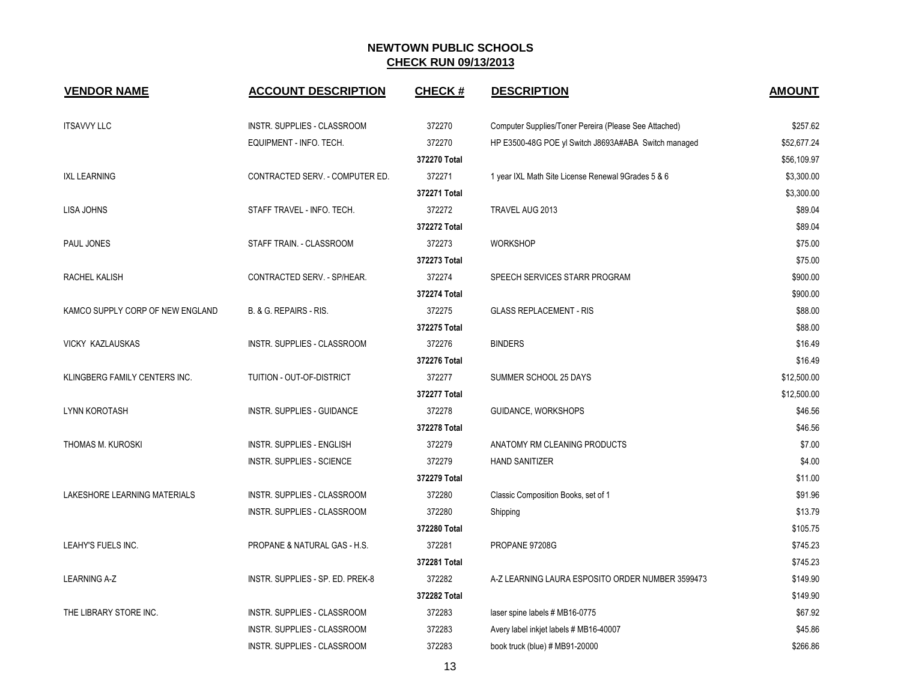# NEWTOWN PUBLIC SCHOOLS

## CHECK RUN 09/13/2013

| VENDOR NAME | ACCOUNT DESCRIPTION | CHECK # | DESCRIPTION | AMOUNT |
|---|---|---|---|---|
| ITSAVVY LLC | INSTR. SUPPLIES - CLASSROOM | 372270 | Computer Supplies/Toner Pereira (Please See Attached) | $257.62 |
| | EQUIPMENT - INFO. TECH. | 372270 | HP E3500-48G POE yl Switch J8693A#ABA Switch managed | $52,677.24 |
| | | **372270 Total** | | $56,109.97 |
| IXL LEARNING | CONTRACTED SERV. - COMPUTER ED. | 372271 | 1 year IXL Math Site License Renewal 9Grades 5 & 6 | $3,300.00 |
| | | **372271 Total** | | $3,300.00 |
| LISA JOHNS | STAFF TRAVEL - INFO. TECH. | 372272 | TRAVEL AUG 2013 | $89.04 |
| | | **372272 Total** | | $89.04 |
| PAUL JONES | STAFF TRAIN. - CLASSROOM | 372273 | WORKSHOP | $75.00 |
| | | **372273 Total** | | $75.00 |
| RACHEL KALISH | CONTRACTED SERV. - SP/HEAR. | 372274 | SPEECH SERVICES STARR PROGRAM | $900.00 |
| | | **372274 Total** | | $900.00 |
| KAMCO SUPPLY CORP OF NEW ENGLAND | B. & G. REPAIRS - RIS. | 372275 | GLASS REPLACEMENT - RIS | $88.00 |
| | | **372275 Total** | | $88.00 |
| VICKY KAZLAUSKAS | INSTR. SUPPLIES - CLASSROOM | 372276 | BINDERS | $16.49 |
| | | **372276 Total** | | $16.49 |
| KLINGBERG FAMILY CENTERS INC. | TUITION - OUT-OF-DISTRICT | 372277 | SUMMER SCHOOL 25 DAYS | $12,500.00 |
| | | **372277 Total** | | $12,500.00 |
| LYNN KOROTASH | INSTR. SUPPLIES - GUIDANCE | 372278 | GUIDANCE, WORKSHOPS | $46.56 |
| | | **372278 Total** | | $46.56 |
| THOMAS M. KUROSKI | INSTR. SUPPLIES - ENGLISH | 372279 | ANATOMY RM CLEANING PRODUCTS | $7.00 |
| | INSTR. SUPPLIES - SCIENCE | 372279 | HAND SANITIZER | $4.00 |
| | | **372279 Total** | | $11.00 |
| LAKESHORE LEARNING MATERIALS | INSTR. SUPPLIES - CLASSROOM | 372280 | Classic Composition Books, set of 1 | $91.96 |
| | INSTR. SUPPLIES - CLASSROOM | 372280 | Shipping | $13.79 |
| | | **372280 Total** | | $105.75 |
| LEAHY'S FUELS INC. | PROPANE & NATURAL GAS - H.S. | 372281 | PROPANE 97208G | $745.23 |
| | | **372281 Total** | | $745.23 |
| LEARNING A-Z | INSTR. SUPPLIES - SP. ED. PREK-8 | 372282 | A-Z LEARNING LAURA ESPOSITO ORDER NUMBER 3599473 | $149.90 |
| | | **372282 Total** | | $149.90 |
| THE LIBRARY STORE INC. | INSTR. SUPPLIES - CLASSROOM | 372283 | laser spine labels # MB16-0775 | $67.92 |
| | INSTR. SUPPLIES - CLASSROOM | 372283 | Avery label inkjet labels # MB16-40007 | $45.86 |
| | INSTR. SUPPLIES - CLASSROOM | 372283 | book truck (blue) # MB91-20000 | $266.86 |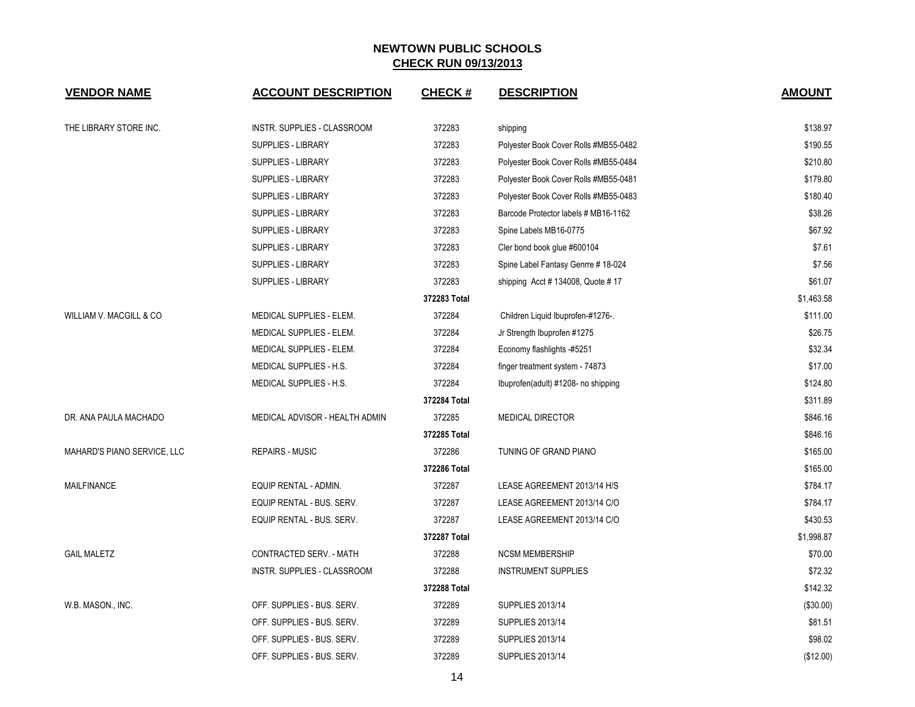# NEWTOWN PUBLIC SCHOOLS
## CHECK RUN 09/13/2013

| VENDOR NAME | ACCOUNT DESCRIPTION | CHECK # | DESCRIPTION | AMOUNT |
|---|---|---|---|---|
| THE LIBRARY STORE INC. | INSTR. SUPPLIES - CLASSROOM | 372283 | shipping | $138.97 |
| | SUPPLIES - LIBRARY | 372283 | Polyester Book Cover Rolls #MB55-0482 | $190.55 |
| | SUPPLIES - LIBRARY | 372283 | Polyester Book Cover Rolls #MB55-0484 | $210.80 |
| | SUPPLIES - LIBRARY | 372283 | Polyester Book Cover Rolls #MB55-0481 | $179.80 |
| | SUPPLIES - LIBRARY | 372283 | Polyester Book Cover Rolls #MB55-0483 | $180.40 |
| | SUPPLIES - LIBRARY | 372283 | Barcode Protector labels # MB16-1162 | $38.26 |
| | SUPPLIES - LIBRARY | 372283 | Spine Labels MB16-0775 | $67.92 |
| | SUPPLIES - LIBRARY | 372283 | Cler bond book glue #600104 | $7.61 |
| | SUPPLIES - LIBRARY | 372283 | Spine Label Fantasy Genrre # 18-024 | $7.56 |
| | SUPPLIES - LIBRARY | 372283 | shipping Acct # 134008, Quote # 17 | $61.07 |
| | | **372283 Total** | | $1,463.58 |
| WILLIAM V. MACGILL & CO | MEDICAL SUPPLIES - ELEM. | 372284 | Children Liquid Ibuprofen-#1276-. | $111.00 |
| | MEDICAL SUPPLIES - ELEM. | 372284 | Jr Strength Ibuprofen #1275 | $26.75 |
| | MEDICAL SUPPLIES - ELEM. | 372284 | Economy flashlights -#5251 | $32.34 |
| | MEDICAL SUPPLIES - H.S. | 372284 | finger treatment system - 74873 | $17.00 |
| | MEDICAL SUPPLIES - H.S. | 372284 | Ibuprofen(adult) #1208- no shipping | $124.80 |
| | | **372284 Total** | | $311.89 |
| DR. ANA PAULA MACHADO | MEDICAL ADVISOR - HEALTH ADMIN | 372285 | MEDICAL DIRECTOR | $846.16 |
| | | **372285 Total** | | $846.16 |
| MAHARD'S PIANO SERVICE, LLC | REPAIRS - MUSIC | 372286 | TUNING OF GRAND PIANO | $165.00 |
| | | **372286 Total** | | $165.00 |
| MAILFINANCE | EQUIP RENTAL - ADMIN. | 372287 | LEASE AGREEMENT 2013/14 H/S | $784.17 |
| | EQUIP RENTAL - BUS. SERV. | 372287 | LEASE AGREEMENT 2013/14 C/O | $784.17 |
| | EQUIP RENTAL - BUS. SERV. | 372287 | LEASE AGREEMENT 2013/14 C/O | $430.53 |
| | | **372287 Total** | | $1,998.87 |
| GAIL MALETZ | CONTRACTED SERV. - MATH | 372288 | NCSM MEMBERSHIP | $70.00 |
| | INSTR. SUPPLIES - CLASSROOM | 372288 | INSTRUMENT SUPPLIES | $72.32 |
| | | **372288 Total** | | $142.32 |
| W.B. MASON., INC. | OFF. SUPPLIES - BUS. SERV. | 372289 | SUPPLIES 2013/14 | ($30.00) |
| | OFF. SUPPLIES - BUS. SERV. | 372289 | SUPPLIES 2013/14 | $81.51 |
| | OFF. SUPPLIES - BUS. SERV. | 372289 | SUPPLIES 2013/14 | $98.02 |
| | OFF. SUPPLIES - BUS. SERV. | 372289 | SUPPLIES 2013/14 | ($12.00) |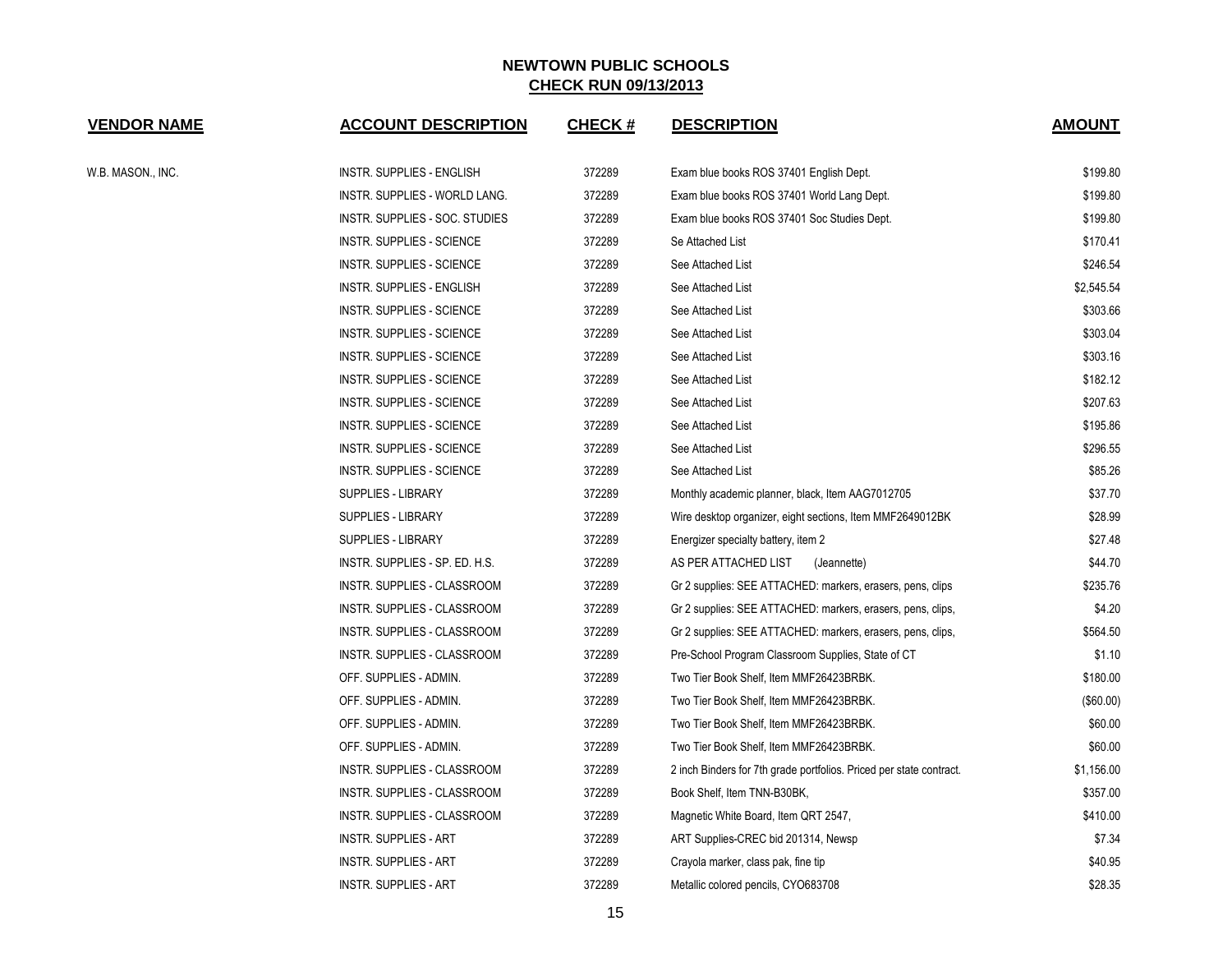# NEWTOWN PUBLIC SCHOOLS

## CHECK RUN 09/13/2013

| VENDOR NAME | ACCOUNT DESCRIPTION | CHECK # | DESCRIPTION | AMOUNT |
|---|---|---|---|---|
| W.B. MASON., INC. | INSTR. SUPPLIES - ENGLISH | 372289 | Exam blue books ROS 37401 English Dept. | $199.80 |
| | INSTR. SUPPLIES - WORLD LANG. | 372289 | Exam blue books ROS 37401 World Lang Dept. | $199.80 |
| | INSTR. SUPPLIES - SOC. STUDIES | 372289 | Exam blue books ROS 37401 Soc Studies Dept. | $199.80 |
| | INSTR. SUPPLIES - SCIENCE | 372289 | Se Attached List | $170.41 |
| | INSTR. SUPPLIES - SCIENCE | 372289 | See Attached List | $246.54 |
| | INSTR. SUPPLIES - ENGLISH | 372289 | See Attached List | $2,545.54 |
| | INSTR. SUPPLIES - SCIENCE | 372289 | See Attached List | $303.66 |
| | INSTR. SUPPLIES - SCIENCE | 372289 | See Attached List | $303.04 |
| | INSTR. SUPPLIES - SCIENCE | 372289 | See Attached List | $303.16 |
| | INSTR. SUPPLIES - SCIENCE | 372289 | See Attached List | $182.12 |
| | INSTR. SUPPLIES - SCIENCE | 372289 | See Attached List | $207.63 |
| | INSTR. SUPPLIES - SCIENCE | 372289 | See Attached List | $195.86 |
| | INSTR. SUPPLIES - SCIENCE | 372289 | See Attached List | $296.55 |
| | INSTR. SUPPLIES - SCIENCE | 372289 | See Attached List | $85.26 |
| | SUPPLIES - LIBRARY | 372289 | Monthly academic planner, black, Item AAG7012705 | $37.70 |
| | SUPPLIES - LIBRARY | 372289 | Wire desktop organizer, eight sections, Item MMF2649012BK | $28.99 |
| | SUPPLIES - LIBRARY | 372289 | Energizer specialty battery, item 2 | $27.48 |
| | INSTR. SUPPLIES - SP. ED. H.S. | 372289 | AS PER ATTACHED LIST (Jeannette) | $44.70 |
| | INSTR. SUPPLIES - CLASSROOM | 372289 | Gr 2 supplies: SEE ATTACHED: markers, erasers, pens, clips | $235.76 |
| | INSTR. SUPPLIES - CLASSROOM | 372289 | Gr 2 supplies: SEE ATTACHED: markers, erasers, pens, clips, | $4.20 |
| | INSTR. SUPPLIES - CLASSROOM | 372289 | Gr 2 supplies: SEE ATTACHED: markers, erasers, pens, clips, | $564.50 |
| | INSTR. SUPPLIES - CLASSROOM | 372289 | Pre-School Program Classroom Supplies, State of CT | $1.10 |
| | OFF. SUPPLIES - ADMIN. | 372289 | Two Tier Book Shelf, Item MMF26423BRBK. | $180.00 |
| | OFF. SUPPLIES - ADMIN. | 372289 | Two Tier Book Shelf, Item MMF26423BRBK. | ($60.00) |
| | OFF. SUPPLIES - ADMIN. | 372289 | Two Tier Book Shelf, Item MMF26423BRBK. | $60.00 |
| | OFF. SUPPLIES - ADMIN. | 372289 | Two Tier Book Shelf, Item MMF26423BRBK. | $60.00 |
| | INSTR. SUPPLIES - CLASSROOM | 372289 | 2 inch Binders for 7th grade portfolios. Priced per state contract. | $1,156.00 |
| | INSTR. SUPPLIES - CLASSROOM | 372289 | Book Shelf, Item TNN-B30BK, | $357.00 |
| | INSTR. SUPPLIES - CLASSROOM | 372289 | Magnetic White Board, Item QRT 2547, | $410.00 |
| | INSTR. SUPPLIES - ART | 372289 | ART Supplies-CREC bid 201314, Newsp | $7.34 |
| | INSTR. SUPPLIES - ART | 372289 | Crayola marker, class pak, fine tip | $40.95 |
| | INSTR. SUPPLIES - ART | 372289 | Metallic colored pencils, CYO683708 | $28.35 |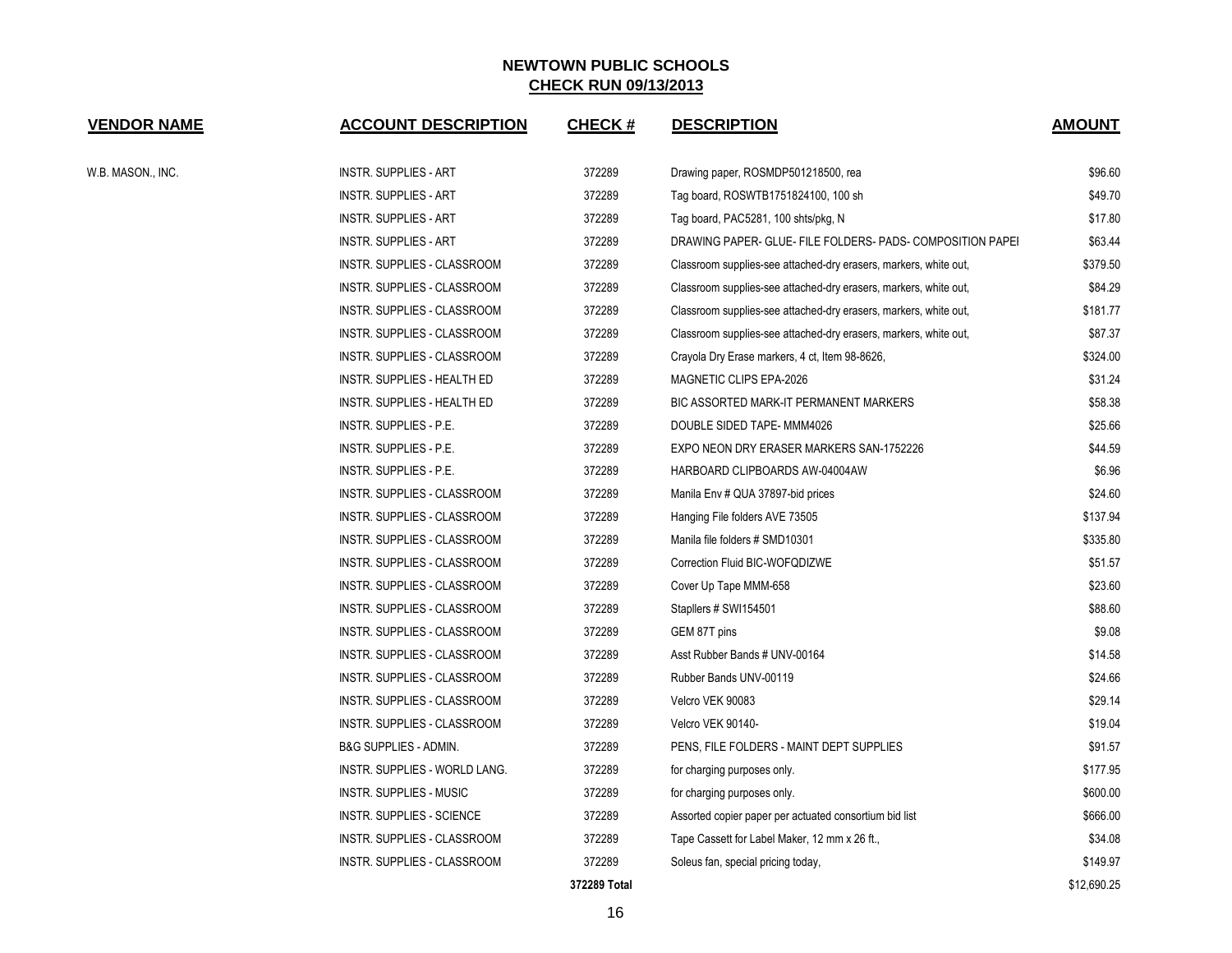## NEWTOWN PUBLIC SCHOOLS

**CHECK RUN 09/13/2013**

| VENDOR NAME | ACCOUNT DESCRIPTION | CHECK # | DESCRIPTION | AMOUNT |
|---|---|---|---|---|
| W.B. MASON., INC. | INSTR. SUPPLIES - ART | 372289 | Drawing paper, ROSMDP501218500, rea | $96.60 |
| | INSTR. SUPPLIES - ART | 372289 | Tag board, ROSWTB1751824100, 100 sh | $49.70 |
| | INSTR. SUPPLIES - ART | 372289 | Tag board, PAC5281, 100 shts/pkg, N | $17.80 |
| | INSTR. SUPPLIES - ART | 372289 | DRAWING PAPER- GLUE- FILE FOLDERS- PADS- COMPOSITION PAPEI | $63.44 |
| | INSTR. SUPPLIES - CLASSROOM | 372289 | Classroom supplies-see attached-dry erasers, markers, white out, | $379.50 |
| | INSTR. SUPPLIES - CLASSROOM | 372289 | Classroom supplies-see attached-dry erasers, markers, white out, | $84.29 |
| | INSTR. SUPPLIES - CLASSROOM | 372289 | Classroom supplies-see attached-dry erasers, markers, white out, | $181.77 |
| | INSTR. SUPPLIES - CLASSROOM | 372289 | Classroom supplies-see attached-dry erasers, markers, white out, | $87.37 |
| | INSTR. SUPPLIES - CLASSROOM | 372289 | Crayola Dry Erase markers, 4 ct, Item 98-8626, | $324.00 |
| | INSTR. SUPPLIES - HEALTH ED | 372289 | MAGNETIC CLIPS EPA-2026 | $31.24 |
| | INSTR. SUPPLIES - HEALTH ED | 372289 | BIC ASSORTED MARK-IT PERMANENT MARKERS | $58.38 |
| | INSTR. SUPPLIES - P.E. | 372289 | DOUBLE SIDED TAPE- MMM4026 | $25.66 |
| | INSTR. SUPPLIES - P.E. | 372289 | EXPO NEON DRY ERASER MARKERS SAN-1752226 | $44.59 |
| | INSTR. SUPPLIES - P.E. | 372289 | HARBOARD CLIPBOARDS AW-04004AW | $6.96 |
| | INSTR. SUPPLIES - CLASSROOM | 372289 | Manila Env # QUA 37897-bid prices | $24.60 |
| | INSTR. SUPPLIES - CLASSROOM | 372289 | Hanging File folders AVE 73505 | $137.94 |
| | INSTR. SUPPLIES - CLASSROOM | 372289 | Manila file folders # SMD10301 | $335.80 |
| | INSTR. SUPPLIES - CLASSROOM | 372289 | Correction Fluid BIC-WOFQDIZWE | $51.57 |
| | INSTR. SUPPLIES - CLASSROOM | 372289 | Cover Up Tape MMM-658 | $23.60 |
| | INSTR. SUPPLIES - CLASSROOM | 372289 | Stapllers # SWI154501 | $88.60 |
| | INSTR. SUPPLIES - CLASSROOM | 372289 | GEM 87T pins | $9.08 |
| | INSTR. SUPPLIES - CLASSROOM | 372289 | Asst Rubber Bands # UNV-00164 | $14.58 |
| | INSTR. SUPPLIES - CLASSROOM | 372289 | Rubber Bands UNV-00119 | $24.66 |
| | INSTR. SUPPLIES - CLASSROOM | 372289 | Velcro VEK 90083 | $29.14 |
| | INSTR. SUPPLIES - CLASSROOM | 372289 | Velcro VEK 90140- | $19.04 |
| | B&G SUPPLIES - ADMIN. | 372289 | PENS, FILE FOLDERS - MAINT DEPT SUPPLIES | $91.57 |
| | INSTR. SUPPLIES - WORLD LANG. | 372289 | for charging purposes only. | $177.95 |
| | INSTR. SUPPLIES - MUSIC | 372289 | for charging purposes only. | $600.00 |
| | INSTR. SUPPLIES - SCIENCE | 372289 | Assorted copier paper per actuated consortium bid list | $666.00 |
| | INSTR. SUPPLIES - CLASSROOM | 372289 | Tape Cassett for Label Maker, 12 mm x 26 ft., | $34.08 |
| | INSTR. SUPPLIES - CLASSROOM | 372289 | Soleus fan, special pricing today, | $149.97 |
| | | **372289 Total** | | $12,690.25 |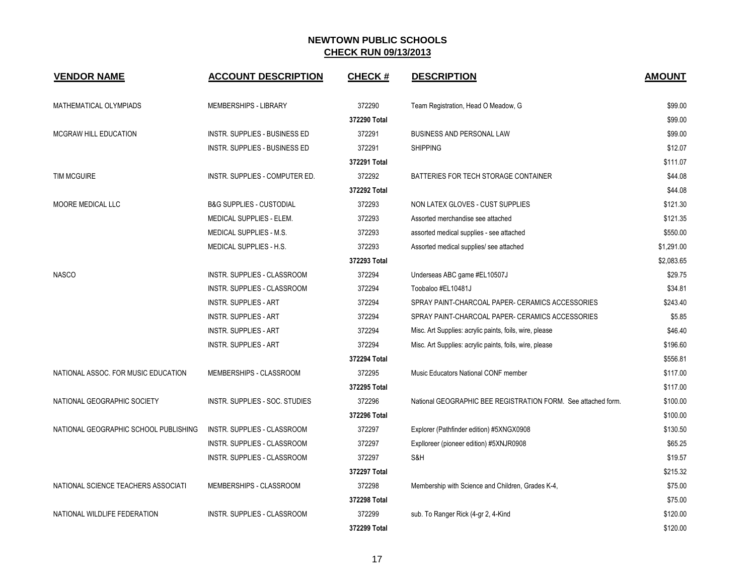# NEWTOWN PUBLIC SCHOOLS

## CHECK RUN 09/13/2013

| VENDOR NAME | ACCOUNT DESCRIPTION | CHECK # | DESCRIPTION | AMOUNT |
|---|---|---|---|---|
| MATHEMATICAL OLYMPIADS | MEMBERSHIPS - LIBRARY | 372290 | Team Registration, Head O Meadow, G | $99.00 |
| | | 372290 Total | | $99.00 |
| MCGRAW HILL EDUCATION | INSTR. SUPPLIES - BUSINESS ED | 372291 | BUSINESS AND PERSONAL LAW | $99.00 |
| | INSTR. SUPPLIES - BUSINESS ED | 372291 | SHIPPING | $12.07 |
| | | 372291 Total | | $111.07 |
| TIM MCGUIRE | INSTR. SUPPLIES - COMPUTER ED. | 372292 | BATTERIES FOR TECH STORAGE CONTAINER | $44.08 |
| | | 372292 Total | | $44.08 |
| MOORE MEDICAL LLC | B&G SUPPLIES - CUSTODIAL | 372293 | NON LATEX GLOVES - CUST SUPPLIES | $121.30 |
| | MEDICAL SUPPLIES - ELEM. | 372293 | Assorted merchandise see attached | $121.35 |
| | MEDICAL SUPPLIES - M.S. | 372293 | assorted medical supplies - see attached | $550.00 |
| | MEDICAL SUPPLIES - H.S. | 372293 | Assorted medical supplies/ see attached | $1,291.00 |
| | | 372293 Total | | $2,083.65 |
| NASCO | INSTR. SUPPLIES - CLASSROOM | 372294 | Underseas ABC game #EL10507J | $29.75 |
| | INSTR. SUPPLIES - CLASSROOM | 372294 | Toobaloo #EL10481J | $34.81 |
| | INSTR. SUPPLIES - ART | 372294 | SPRAY PAINT-CHARCOAL PAPER- CERAMICS ACCESSORIES | $243.40 |
| | INSTR. SUPPLIES - ART | 372294 | SPRAY PAINT-CHARCOAL PAPER- CERAMICS ACCESSORIES | $5.85 |
| | INSTR. SUPPLIES - ART | 372294 | Misc. Art Supplies: acrylic paints, foils, wire, please | $46.40 |
| | INSTR. SUPPLIES - ART | 372294 | Misc. Art Supplies: acrylic paints, foils, wire, please | $196.60 |
| | | 372294 Total | | $556.81 |
| NATIONAL ASSOC. FOR MUSIC EDUCATION | MEMBERSHIPS - CLASSROOM | 372295 | Music Educators National CONF member | $117.00 |
| | | 372295 Total | | $117.00 |
| NATIONAL GEOGRAPHIC SOCIETY | INSTR. SUPPLIES - SOC. STUDIES | 372296 | National GEOGRAPHIC BEE REGISTRATION FORM. See attached form. | $100.00 |
| | | 372296 Total | | $100.00 |
| NATIONAL GEOGRAPHIC SCHOOL PUBLISHING | INSTR. SUPPLIES - CLASSROOM | 372297 | Explorer (Pathfinder edition) #5XNGX0908 | $130.50 |
| | INSTR. SUPPLIES - CLASSROOM | 372297 | Expllorer (pioneer edition) #5XNJR0908 | $65.25 |
| | INSTR. SUPPLIES - CLASSROOM | 372297 | S&H | $19.57 |
| | | 372297 Total | | $215.32 |
| NATIONAL SCIENCE TEACHERS ASSOCIATI | MEMBERSHIPS - CLASSROOM | 372298 | Membership with Science and Children, Grades K-4, | $75.00 |
| | | 372298 Total | | $75.00 |
| NATIONAL WILDLIFE FEDERATION | INSTR. SUPPLIES - CLASSROOM | 372299 | sub. To Ranger Rick (4-gr 2, 4-Kind | $120.00 |
| | | 372299 Total | | $120.00 |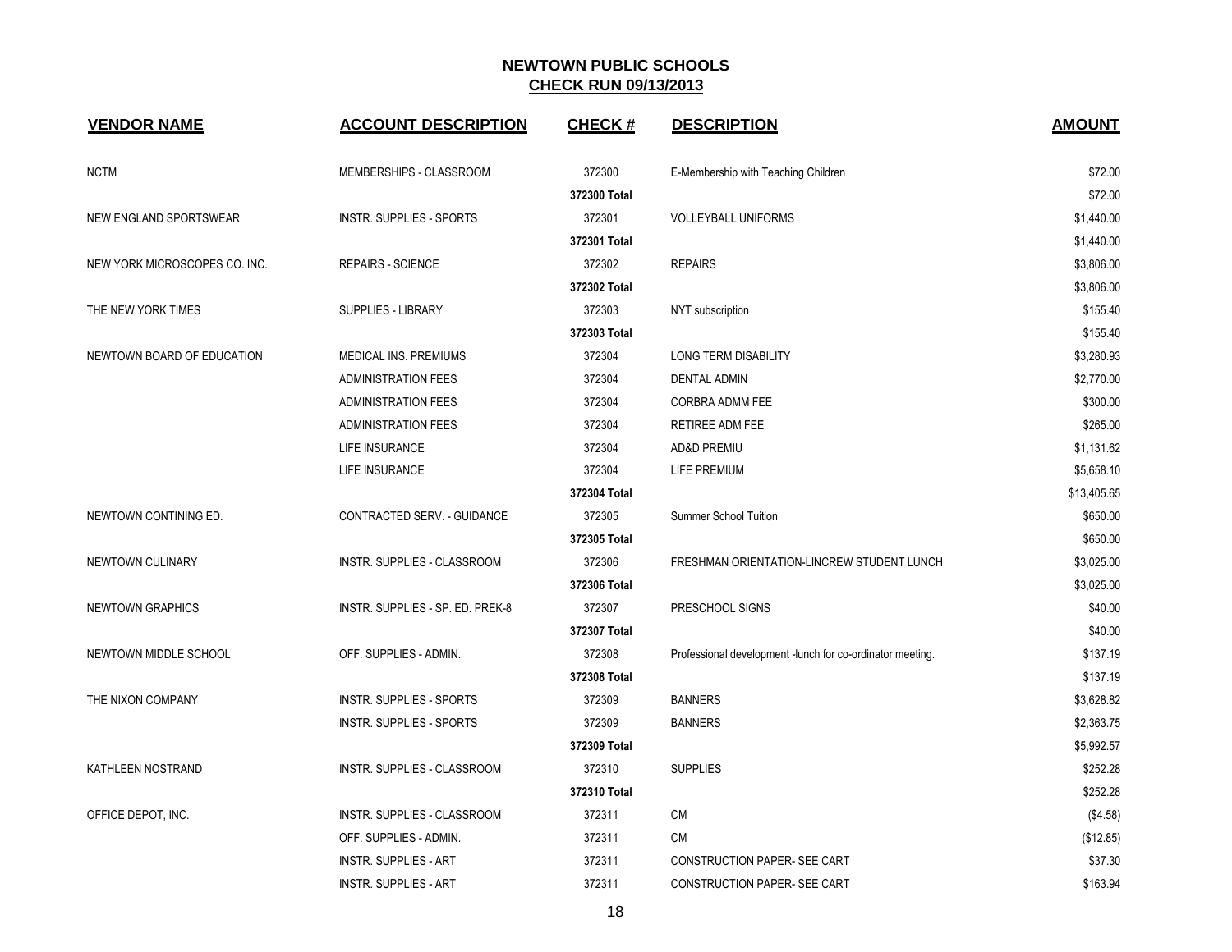## NEWTOWN PUBLIC SCHOOLS
## CHECK RUN 09/13/2013

| VENDOR NAME | ACCOUNT DESCRIPTION | CHECK # | DESCRIPTION | AMOUNT |
|---|---|---|---|---|
| NCTM | MEMBERSHIPS - CLASSROOM | 372300 | E-Membership with Teaching Children | $72.00 |
| | | 372300 Total | | $72.00 |
| NEW ENGLAND SPORTSWEAR | INSTR. SUPPLIES - SPORTS | 372301 | VOLLEYBALL UNIFORMS | $1,440.00 |
| | | 372301 Total | | $1,440.00 |
| NEW YORK MICROSCOPES CO. INC. | REPAIRS - SCIENCE | 372302 | REPAIRS | $3,806.00 |
| | | 372302 Total | | $3,806.00 |
| THE NEW YORK TIMES | SUPPLIES - LIBRARY | 372303 | NYT subscription | $155.40 |
| | | 372303 Total | | $155.40 |
| NEWTOWN BOARD OF EDUCATION | MEDICAL INS. PREMIUMS | 372304 | LONG TERM DISABILITY | $3,280.93 |
| | ADMINISTRATION FEES | 372304 | DENTAL ADMIN | $2,770.00 |
| | ADMINISTRATION FEES | 372304 | CORBRA ADMM FEE | $300.00 |
| | ADMINISTRATION FEES | 372304 | RETIREE ADM FEE | $265.00 |
| | LIFE INSURANCE | 372304 | AD&D PREMIU | $1,131.62 |
| | LIFE INSURANCE | 372304 | LIFE PREMIUM | $5,658.10 |
| | | 372304 Total | | $13,405.65 |
| NEWTOWN CONTINING ED. | CONTRACTED SERV. - GUIDANCE | 372305 | Summer School Tuition | $650.00 |
| | | 372305 Total | | $650.00 |
| NEWTOWN CULINARY | INSTR. SUPPLIES - CLASSROOM | 372306 | FRESHMAN ORIENTATION-LINCREW STUDENT LUNCH | $3,025.00 |
| | | 372306 Total | | $3,025.00 |
| NEWTOWN GRAPHICS | INSTR. SUPPLIES - SP. ED. PREK-8 | 372307 | PRESCHOOL SIGNS | $40.00 |
| | | 372307 Total | | $40.00 |
| NEWTOWN MIDDLE SCHOOL | OFF. SUPPLIES - ADMIN. | 372308 | Professional development -lunch for co-ordinator meeting. | $137.19 |
| | | 372308 Total | | $137.19 |
| THE NIXON COMPANY | INSTR. SUPPLIES - SPORTS | 372309 | BANNERS | $3,628.82 |
| | INSTR. SUPPLIES - SPORTS | 372309 | BANNERS | $2,363.75 |
| | | 372309 Total | | $5,992.57 |
| KATHLEEN NOSTRAND | INSTR. SUPPLIES - CLASSROOM | 372310 | SUPPLIES | $252.28 |
| | | 372310 Total | | $252.28 |
| OFFICE DEPOT, INC. | INSTR. SUPPLIES - CLASSROOM | 372311 | CM | ($4.58) |
| | OFF. SUPPLIES - ADMIN. | 372311 | CM | ($12.85) |
| | INSTR. SUPPLIES - ART | 372311 | CONSTRUCTION PAPER- SEE CART | $37.30 |
| | INSTR. SUPPLIES - ART | 372311 | CONSTRUCTION PAPER- SEE CART | $163.94 |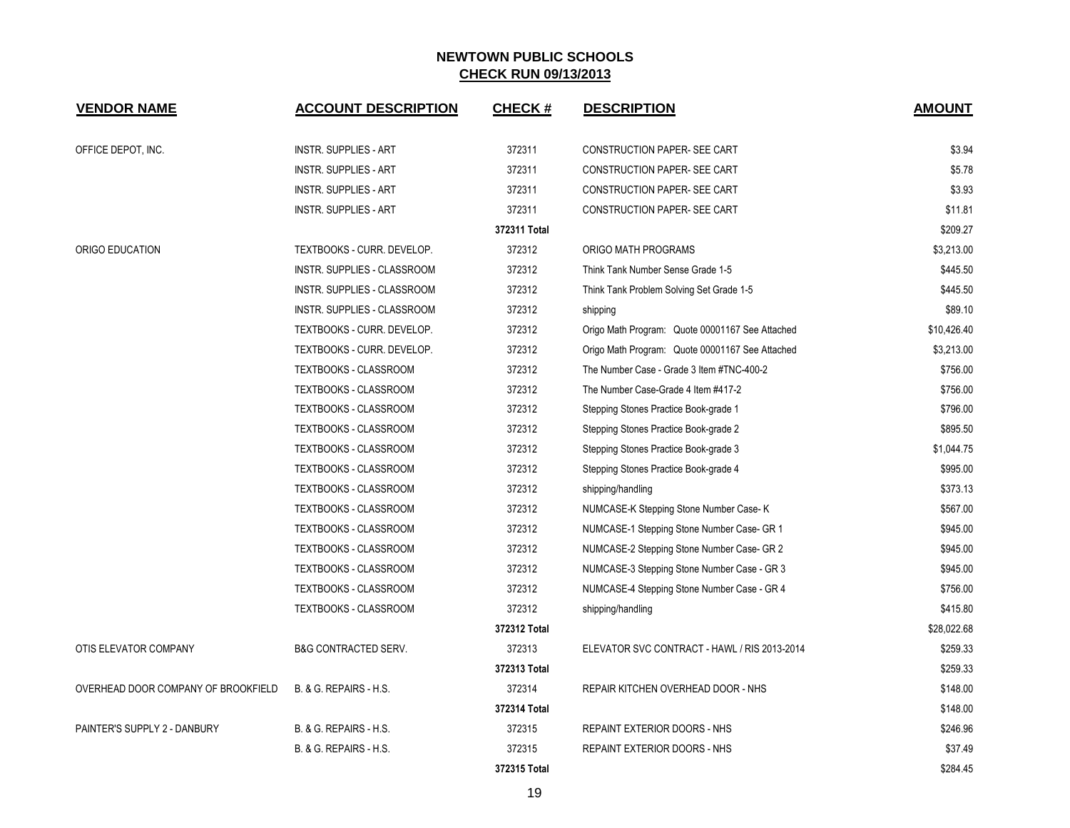# NEWTOWN PUBLIC SCHOOLS
## CHECK RUN 09/13/2013

| VENDOR NAME | ACCOUNT DESCRIPTION | CHECK # | DESCRIPTION | AMOUNT |
|---|---|---|---|---|
| OFFICE DEPOT, INC. | INSTR. SUPPLIES - ART | 372311 | CONSTRUCTION PAPER- SEE CART | $3.94 |
| | INSTR. SUPPLIES - ART | 372311 | CONSTRUCTION PAPER- SEE CART | $5.78 |
| | INSTR. SUPPLIES - ART | 372311 | CONSTRUCTION PAPER- SEE CART | $3.93 |
| | INSTR. SUPPLIES - ART | 372311 | CONSTRUCTION PAPER- SEE CART | $11.81 |
| | | **372311 Total** | | $209.27 |
| ORIGO EDUCATION | TEXTBOOKS - CURR. DEVELOP. | 372312 | ORIGO MATH PROGRAMS | $3,213.00 |
| | INSTR. SUPPLIES - CLASSROOM | 372312 | Think Tank Number Sense Grade 1-5 | $445.50 |
| | INSTR. SUPPLIES - CLASSROOM | 372312 | Think Tank Problem Solving Set Grade 1-5 | $445.50 |
| | INSTR. SUPPLIES - CLASSROOM | 372312 | shipping | $89.10 |
| | TEXTBOOKS - CURR. DEVELOP. | 372312 | Origo Math Program: Quote 00001167 See Attached | $10,426.40 |
| | TEXTBOOKS - CURR. DEVELOP. | 372312 | Origo Math Program: Quote 00001167 See Attached | $3,213.00 |
| | TEXTBOOKS - CLASSROOM | 372312 | The Number Case - Grade 3 Item #TNC-400-2 | $756.00 |
| | TEXTBOOKS - CLASSROOM | 372312 | The Number Case-Grade 4 Item #417-2 | $756.00 |
| | TEXTBOOKS - CLASSROOM | 372312 | Stepping Stones Practice Book-grade 1 | $796.00 |
| | TEXTBOOKS - CLASSROOM | 372312 | Stepping Stones Practice Book-grade 2 | $895.50 |
| | TEXTBOOKS - CLASSROOM | 372312 | Stepping Stones Practice Book-grade 3 | $1,044.75 |
| | TEXTBOOKS - CLASSROOM | 372312 | Stepping Stones Practice Book-grade 4 | $995.00 |
| | TEXTBOOKS - CLASSROOM | 372312 | shipping/handling | $373.13 |
| | TEXTBOOKS - CLASSROOM | 372312 | NUMCASE-K Stepping Stone Number Case- K | $567.00 |
| | TEXTBOOKS - CLASSROOM | 372312 | NUMCASE-1 Stepping Stone Number Case- GR 1 | $945.00 |
| | TEXTBOOKS - CLASSROOM | 372312 | NUMCASE-2 Stepping Stone Number Case- GR 2 | $945.00 |
| | TEXTBOOKS - CLASSROOM | 372312 | NUMCASE-3 Stepping Stone Number Case - GR 3 | $945.00 |
| | TEXTBOOKS - CLASSROOM | 372312 | NUMCASE-4 Stepping Stone Number Case - GR 4 | $756.00 |
| | TEXTBOOKS - CLASSROOM | 372312 | shipping/handling | $415.80 |
| | | **372312 Total** | | $28,022.68 |
| OTIS ELEVATOR COMPANY | B&G CONTRACTED SERV. | 372313 | ELEVATOR SVC CONTRACT - HAWL / RIS 2013-2014 | $259.33 |
| | | **372313 Total** | | $259.33 |
| OVERHEAD DOOR COMPANY OF BROOKFIELD | B. & G. REPAIRS - H.S. | 372314 | REPAIR KITCHEN OVERHEAD DOOR - NHS | $148.00 |
| | | **372314 Total** | | $148.00 |
| PAINTER'S SUPPLY 2 - DANBURY | B. & G. REPAIRS - H.S. | 372315 | REPAINT EXTERIOR DOORS - NHS | $246.96 |
| | B. & G. REPAIRS - H.S. | 372315 | REPAINT EXTERIOR DOORS - NHS | $37.49 |
| | | **372315 Total** | | $284.45 |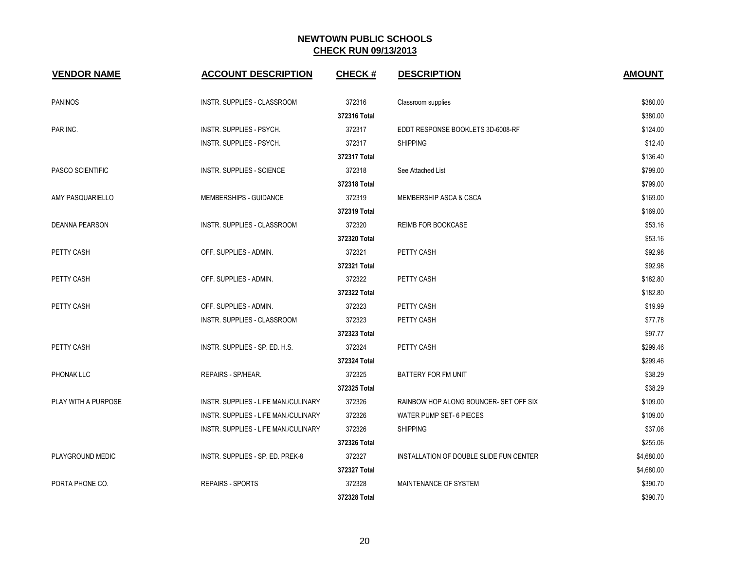## NEWTOWN PUBLIC SCHOOLS
## CHECK RUN 09/13/2013

| VENDOR NAME | ACCOUNT DESCRIPTION | CHECK # | DESCRIPTION | AMOUNT |
|---|---|---|---|---|
| PANINOS | INSTR. SUPPLIES - CLASSROOM | 372316 | Classroom supplies | $380.00 |
| | | **372316 Total** | | $380.00 |
| PAR INC. | INSTR. SUPPLIES - PSYCH. | 372317 | EDDT RESPONSE BOOKLETS 3D-6008-RF | $124.00 |
| | INSTR. SUPPLIES - PSYCH. | 372317 | SHIPPING | $12.40 |
| | | **372317 Total** | | $136.40 |
| PASCO SCIENTIFIC | INSTR. SUPPLIES - SCIENCE | 372318 | See Attached List | $799.00 |
| | | **372318 Total** | | $799.00 |
| AMY PASQUARIELLO | MEMBERSHIPS - GUIDANCE | 372319 | MEMBERSHIP ASCA & CSCA | $169.00 |
| | | **372319 Total** | | $169.00 |
| DEANNA PEARSON | INSTR. SUPPLIES - CLASSROOM | 372320 | REIMB FOR BOOKCASE | $53.16 |
| | | **372320 Total** | | $53.16 |
| PETTY CASH | OFF. SUPPLIES - ADMIN. | 372321 | PETTY CASH | $92.98 |
| | | **372321 Total** | | $92.98 |
| PETTY CASH | OFF. SUPPLIES - ADMIN. | 372322 | PETTY CASH | $182.80 |
| | | **372322 Total** | | $182.80 |
| PETTY CASH | OFF. SUPPLIES - ADMIN. | 372323 | PETTY CASH | $19.99 |
| | INSTR. SUPPLIES - CLASSROOM | 372323 | PETTY CASH | $77.78 |
| | | **372323 Total** | | $97.77 |
| PETTY CASH | INSTR. SUPPLIES - SP. ED. H.S. | 372324 | PETTY CASH | $299.46 |
| | | **372324 Total** | | $299.46 |
| PHONAK LLC | REPAIRS - SP/HEAR. | 372325 | BATTERY FOR FM UNIT | $38.29 |
| | | **372325 Total** | | $38.29 |
| PLAY WITH A PURPOSE | INSTR. SUPPLIES - LIFE MAN./CULINARY | 372326 | RAINBOW HOP ALONG BOUNCER- SET OFF SIX | $109.00 |
| | INSTR. SUPPLIES - LIFE MAN./CULINARY | 372326 | WATER PUMP SET- 6 PIECES | $109.00 |
| | INSTR. SUPPLIES - LIFE MAN./CULINARY | 372326 | SHIPPING | $37.06 |
| | | **372326 Total** | | $255.06 |
| PLAYGROUND MEDIC | INSTR. SUPPLIES - SP. ED. PREK-8 | 372327 | INSTALLATION OF DOUBLE SLIDE FUN CENTER | $4,680.00 |
| | | **372327 Total** | | $4,680.00 |
| PORTA PHONE CO. | REPAIRS - SPORTS | 372328 | MAINTENANCE OF SYSTEM | $390.70 |
| | | **372328 Total** | | $390.70 |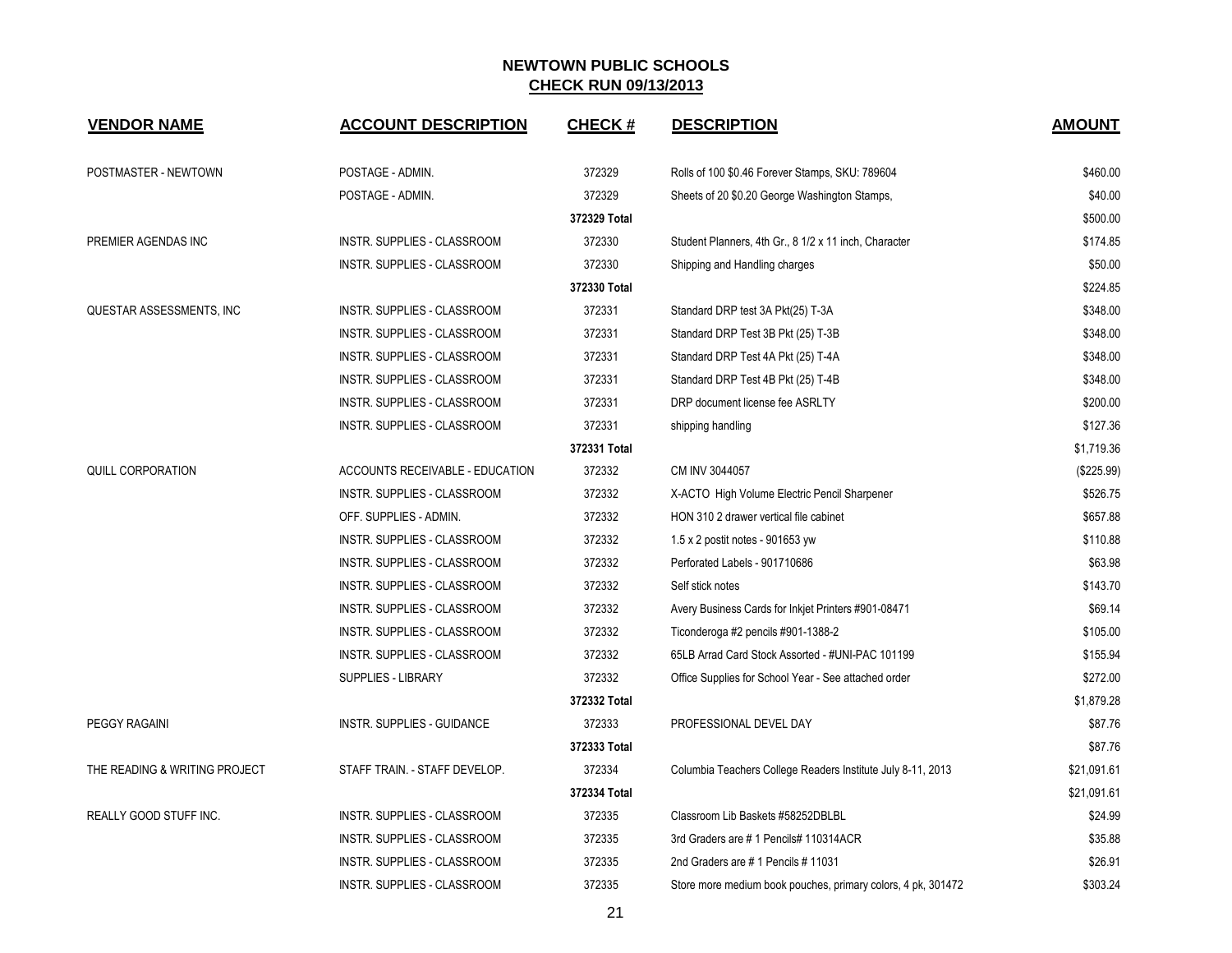# NEWTOWN PUBLIC SCHOOLS

## CHECK RUN 09/13/2013

| VENDOR NAME | ACCOUNT DESCRIPTION | CHECK # | DESCRIPTION | AMOUNT |
|---|---|---|---|---|
| POSTMASTER - NEWTOWN | POSTAGE - ADMIN. | 372329 | Rolls of 100 $0.46 Forever Stamps, SKU: 789604 | $460.00 |
| | POSTAGE - ADMIN. | 372329 | Sheets of 20 $0.20 George Washington Stamps, | $40.00 |
| | | **372329 Total** | | $500.00 |
| PREMIER AGENDAS INC | INSTR. SUPPLIES - CLASSROOM | 372330 | Student Planners, 4th Gr., 8 1/2 x 11 inch, Character | $174.85 |
| | INSTR. SUPPLIES - CLASSROOM | 372330 | Shipping and Handling charges | $50.00 |
| | | **372330 Total** | | $224.85 |
| QUESTAR ASSESSMENTS, INC | INSTR. SUPPLIES - CLASSROOM | 372331 | Standard DRP test 3A Pkt(25) T-3A | $348.00 |
| | INSTR. SUPPLIES - CLASSROOM | 372331 | Standard DRP Test 3B Pkt (25) T-3B | $348.00 |
| | INSTR. SUPPLIES - CLASSROOM | 372331 | Standard DRP Test 4A Pkt (25) T-4A | $348.00 |
| | INSTR. SUPPLIES - CLASSROOM | 372331 | Standard DRP Test 4B Pkt (25) T-4B | $348.00 |
| | INSTR. SUPPLIES - CLASSROOM | 372331 | DRP document license fee ASRLTY | $200.00 |
| | INSTR. SUPPLIES - CLASSROOM | 372331 | shipping handling | $127.36 |
| | | **372331 Total** | | $1,719.36 |
| QUILL CORPORATION | ACCOUNTS RECEIVABLE - EDUCATION | 372332 | CM INV 3044057 | ($225.99) |
| | INSTR. SUPPLIES - CLASSROOM | 372332 | X-ACTO High Volume Electric Pencil Sharpener | $526.75 |
| | OFF. SUPPLIES - ADMIN. | 372332 | HON 310 2 drawer vertical file cabinet | $657.88 |
| | INSTR. SUPPLIES - CLASSROOM | 372332 | 1.5 x 2 postit notes - 901653 yw | $110.88 |
| | INSTR. SUPPLIES - CLASSROOM | 372332 | Perforated Labels - 901710686 | $63.98 |
| | INSTR. SUPPLIES - CLASSROOM | 372332 | Self stick notes | $143.70 |
| | INSTR. SUPPLIES - CLASSROOM | 372332 | Avery Business Cards for Inkjet Printers #901-08471 | $69.14 |
| | INSTR. SUPPLIES - CLASSROOM | 372332 | Ticonderoga #2 pencils #901-1388-2 | $105.00 |
| | INSTR. SUPPLIES - CLASSROOM | 372332 | 65LB Arrad Card Stock Assorted - #UNI-PAC 101199 | $155.94 |
| | SUPPLIES - LIBRARY | 372332 | Office Supplies for School Year - See attached order | $272.00 |
| | | **372332 Total** | | $1,879.28 |
| PEGGY RAGAINI | INSTR. SUPPLIES - GUIDANCE | 372333 | PROFESSIONAL DEVEL DAY | $87.76 |
| | | **372333 Total** | | $87.76 |
| THE READING & WRITING PROJECT | STAFF TRAIN. - STAFF DEVELOP. | 372334 | Columbia Teachers College Readers Institute July 8-11, 2013 | $21,091.61 |
| | | **372334 Total** | | $21,091.61 |
| REALLY GOOD STUFF INC. | INSTR. SUPPLIES - CLASSROOM | 372335 | Classroom Lib Baskets #58252DBLBL | $24.99 |
| | INSTR. SUPPLIES - CLASSROOM | 372335 | 3rd Graders are # 1 Pencils# 110314ACR | $35.88 |
| | INSTR. SUPPLIES - CLASSROOM | 372335 | 2nd Graders are # 1 Pencils # 11031 | $26.91 |
| | INSTR. SUPPLIES - CLASSROOM | 372335 | Store more medium book pouches, primary colors, 4 pk, 301472 | $303.24 |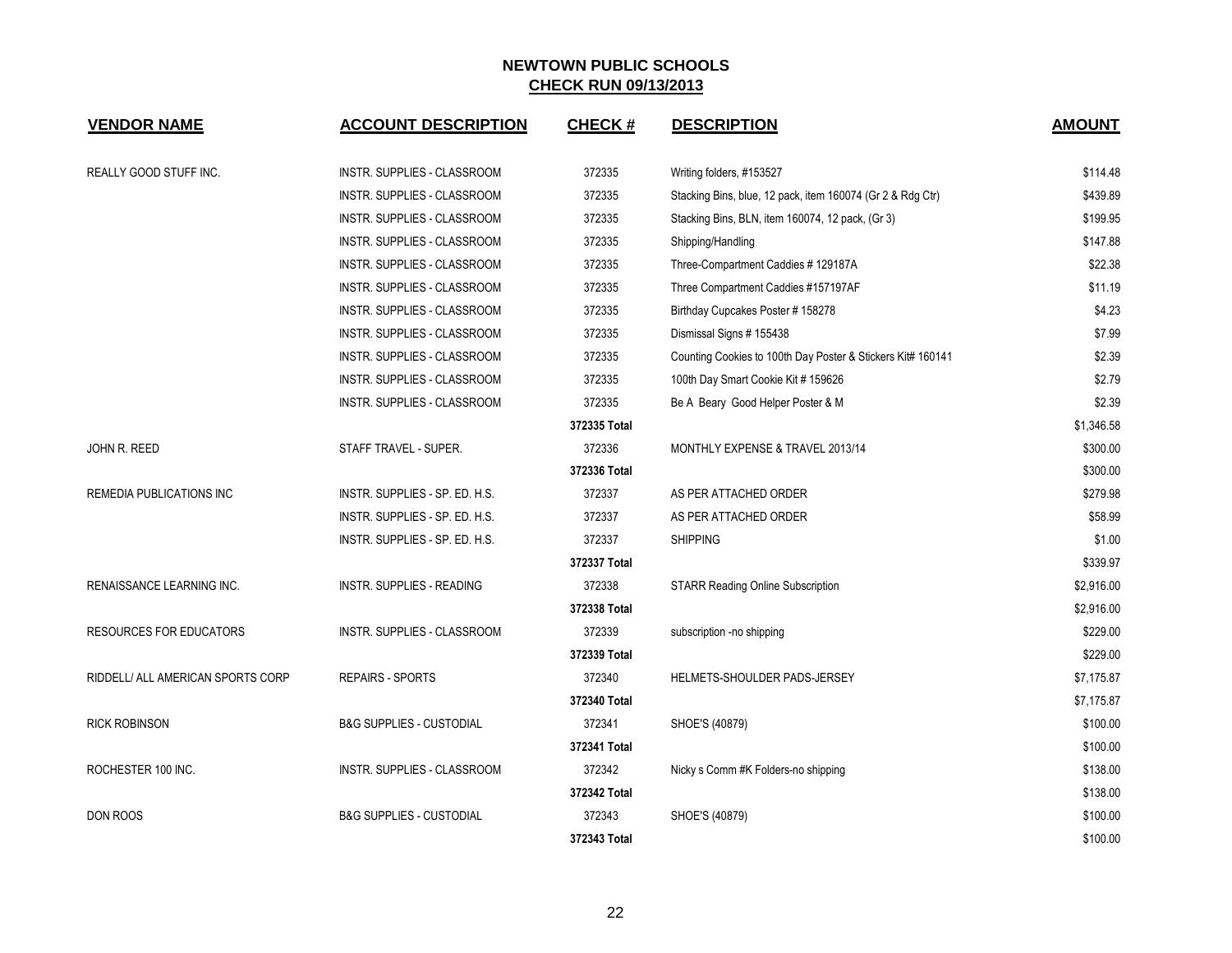## NEWTOWN PUBLIC SCHOOLS
## CHECK RUN 09/13/2013

| VENDOR NAME | ACCOUNT DESCRIPTION | CHECK # | DESCRIPTION | AMOUNT |
|---|---|---|---|---|
| REALLY GOOD STUFF INC. | INSTR. SUPPLIES - CLASSROOM | 372335 | Writing folders, #153527 | $114.48 |
| | INSTR. SUPPLIES - CLASSROOM | 372335 | Stacking Bins, blue, 12 pack, item 160074 (Gr 2 & Rdg Ctr) | $439.89 |
| | INSTR. SUPPLIES - CLASSROOM | 372335 | Stacking Bins, BLN, item 160074, 12 pack, (Gr 3) | $199.95 |
| | INSTR. SUPPLIES - CLASSROOM | 372335 | Shipping/Handling | $147.88 |
| | INSTR. SUPPLIES - CLASSROOM | 372335 | Three-Compartment Caddies # 129187A | $22.38 |
| | INSTR. SUPPLIES - CLASSROOM | 372335 | Three Compartment Caddies #157197AF | $11.19 |
| | INSTR. SUPPLIES - CLASSROOM | 372335 | Birthday Cupcakes Poster # 158278 | $4.23 |
| | INSTR. SUPPLIES - CLASSROOM | 372335 | Dismissal Signs # 155438 | $7.99 |
| | INSTR. SUPPLIES - CLASSROOM | 372335 | Counting Cookies to 100th Day Poster & Stickers Kit# 160141 | $2.39 |
| | INSTR. SUPPLIES - CLASSROOM | 372335 | 100th Day Smart Cookie Kit # 159626 | $2.79 |
| | INSTR. SUPPLIES - CLASSROOM | 372335 | Be A Beary Good Helper Poster & M | $2.39 |
| | | 372335 Total | | $1,346.58 |
| JOHN R. REED | STAFF TRAVEL - SUPER. | 372336 | MONTHLY EXPENSE & TRAVEL 2013/14 | $300.00 |
| | | 372336 Total | | $300.00 |
| REMEDIA PUBLICATIONS INC | INSTR. SUPPLIES - SP. ED. H.S. | 372337 | AS PER ATTACHED ORDER | $279.98 |
| | INSTR. SUPPLIES - SP. ED. H.S. | 372337 | AS PER ATTACHED ORDER | $58.99 |
| | INSTR. SUPPLIES - SP. ED. H.S. | 372337 | SHIPPING | $1.00 |
| | | 372337 Total | | $339.97 |
| RENAISSANCE LEARNING INC. | INSTR. SUPPLIES - READING | 372338 | STARR Reading Online Subscription | $2,916.00 |
| | | 372338 Total | | $2,916.00 |
| RESOURCES FOR EDUCATORS | INSTR. SUPPLIES - CLASSROOM | 372339 | subscription -no shipping | $229.00 |
| | | 372339 Total | | $229.00 |
| RIDDELL/ ALL AMERICAN SPORTS CORP | REPAIRS - SPORTS | 372340 | HELMETS-SHOULDER PADS-JERSEY | $7,175.87 |
| | | 372340 Total | | $7,175.87 |
| RICK ROBINSON | B&G SUPPLIES - CUSTODIAL | 372341 | SHOE'S (40879) | $100.00 |
| | | 372341 Total | | $100.00 |
| ROCHESTER 100 INC. | INSTR. SUPPLIES - CLASSROOM | 372342 | Nicky s Comm #K Folders-no shipping | $138.00 |
| | | 372342 Total | | $138.00 |
| DON ROOS | B&G SUPPLIES - CUSTODIAL | 372343 | SHOE'S (40879) | $100.00 |
| | | 372343 Total | | $100.00 |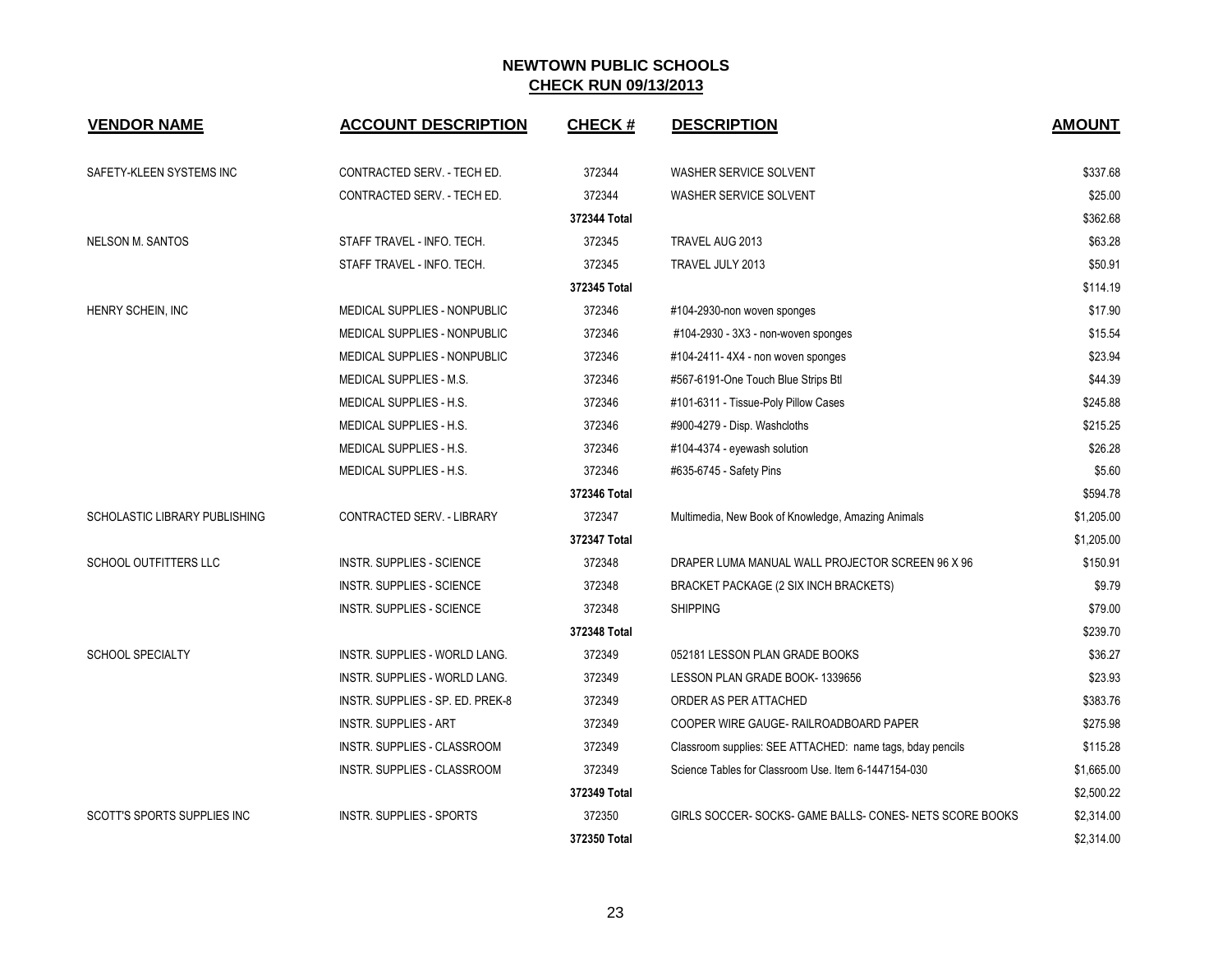# NEWTOWN PUBLIC SCHOOLS

## CHECK RUN 09/13/2013

| VENDOR NAME | ACCOUNT DESCRIPTION | CHECK # | DESCRIPTION | AMOUNT |
|---|---|---|---|---|
| SAFETY-KLEEN SYSTEMS INC | CONTRACTED SERV. - TECH ED. | 372344 | WASHER SERVICE SOLVENT | $337.68 |
| | CONTRACTED SERV. - TECH ED. | 372344 | WASHER SERVICE SOLVENT | $25.00 |
| | | 372344 Total | | $362.68 |
| NELSON M. SANTOS | STAFF TRAVEL - INFO. TECH. | 372345 | TRAVEL AUG 2013 | $63.28 |
| | STAFF TRAVEL - INFO. TECH. | 372345 | TRAVEL JULY 2013 | $50.91 |
| | | 372345 Total | | $114.19 |
| HENRY SCHEIN, INC | MEDICAL SUPPLIES - NONPUBLIC | 372346 | #104-2930-non woven sponges | $17.90 |
| | MEDICAL SUPPLIES - NONPUBLIC | 372346 | #104-2930 - 3X3 - non-woven sponges | $15.54 |
| | MEDICAL SUPPLIES - NONPUBLIC | 372346 | #104-2411- 4X4 - non woven sponges | $23.94 |
| | MEDICAL SUPPLIES - M.S. | 372346 | #567-6191-One Touch Blue Strips Btl | $44.39 |
| | MEDICAL SUPPLIES - H.S. | 372346 | #101-6311 - Tissue-Poly Pillow Cases | $245.88 |
| | MEDICAL SUPPLIES - H.S. | 372346 | #900-4279 - Disp. Washcloths | $215.25 |
| | MEDICAL SUPPLIES - H.S. | 372346 | #104-4374 - eyewash solution | $26.28 |
| | MEDICAL SUPPLIES - H.S. | 372346 | #635-6745 - Safety Pins | $5.60 |
| | | 372346 Total | | $594.78 |
| SCHOLASTIC LIBRARY PUBLISHING | CONTRACTED SERV. - LIBRARY | 372347 | Multimedia, New Book of Knowledge, Amazing Animals | $1,205.00 |
| | | 372347 Total | | $1,205.00 |
| SCHOOL OUTFITTERS LLC | INSTR. SUPPLIES - SCIENCE | 372348 | DRAPER LUMA MANUAL WALL PROJECTOR SCREEN 96 X 96 | $150.91 |
| | INSTR. SUPPLIES - SCIENCE | 372348 | BRACKET PACKAGE (2 SIX INCH BRACKETS) | $9.79 |
| | INSTR. SUPPLIES - SCIENCE | 372348 | SHIPPING | $79.00 |
| | | 372348 Total | | $239.70 |
| SCHOOL SPECIALTY | INSTR. SUPPLIES - WORLD LANG. | 372349 | 052181 LESSON PLAN GRADE BOOKS | $36.27 |
| | INSTR. SUPPLIES - WORLD LANG. | 372349 | LESSON PLAN GRADE BOOK- 1339656 | $23.93 |
| | INSTR. SUPPLIES - SP. ED. PREK-8 | 372349 | ORDER AS PER ATTACHED | $383.76 |
| | INSTR. SUPPLIES - ART | 372349 | COOPER WIRE GAUGE- RAILROADBOARD PAPER | $275.98 |
| | INSTR. SUPPLIES - CLASSROOM | 372349 | Classroom supplies: SEE ATTACHED: name tags, bday pencils | $115.28 |
| | INSTR. SUPPLIES - CLASSROOM | 372349 | Science Tables for Classroom Use. Item 6-1447154-030 | $1,665.00 |
| | | 372349 Total | | $2,500.22 |
| SCOTT'S SPORTS SUPPLIES INC | INSTR. SUPPLIES - SPORTS | 372350 | GIRLS SOCCER- SOCKS- GAME BALLS- CONES- NETS SCORE BOOKS | $2,314.00 |
| | | 372350 Total | | $2,314.00 |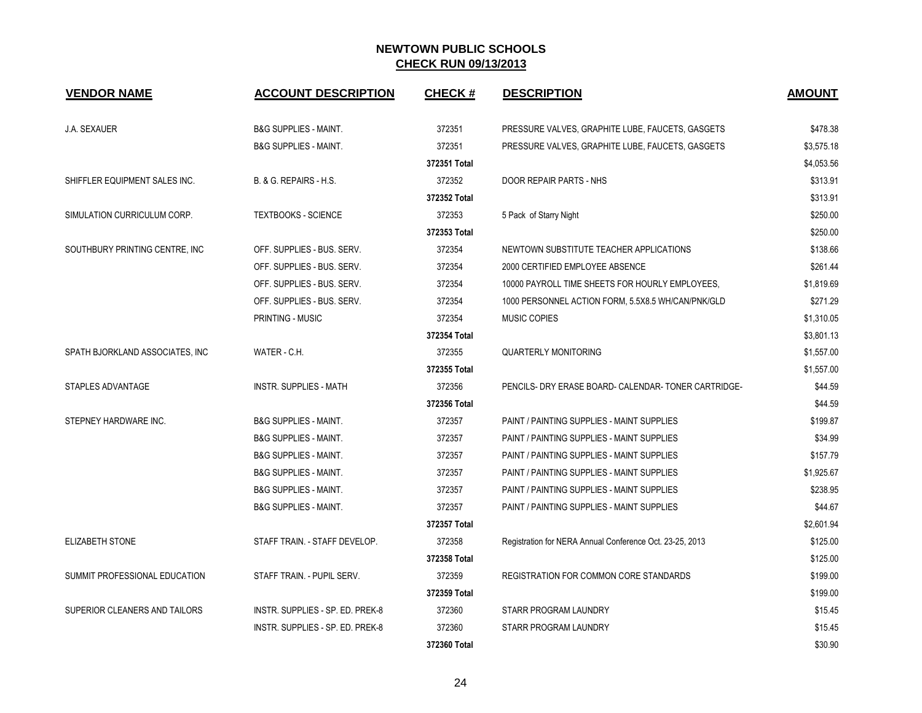## NEWTOWN PUBLIC SCHOOLS
## CHECK RUN 09/13/2013

| VENDOR NAME | ACCOUNT DESCRIPTION | CHECK # | DESCRIPTION | AMOUNT |
|---|---|---|---|---|
| J.A. SEXAUER | B&G SUPPLIES - MAINT. | 372351 | PRESSURE VALVES, GRAPHITE LUBE, FAUCETS, GASGETS | $478.38 |
| | B&G SUPPLIES - MAINT. | 372351 | PRESSURE VALVES, GRAPHITE LUBE, FAUCETS, GASGETS | $3,575.18 |
| | | 372351 Total | | $4,053.56 |
| SHIFFLER EQUIPMENT SALES INC. | B. & G. REPAIRS - H.S. | 372352 | DOOR REPAIR PARTS - NHS | $313.91 |
| | | 372352 Total | | $313.91 |
| SIMULATION CURRICULUM CORP. | TEXTBOOKS - SCIENCE | 372353 | 5 Pack of Starry Night | $250.00 |
| | | 372353 Total | | $250.00 |
| SOUTHBURY PRINTING CENTRE, INC | OFF. SUPPLIES - BUS. SERV. | 372354 | NEWTOWN SUBSTITUTE TEACHER APPLICATIONS | $138.66 |
| | OFF. SUPPLIES - BUS. SERV. | 372354 | 2000 CERTIFIED EMPLOYEE ABSENCE | $261.44 |
| | OFF. SUPPLIES - BUS. SERV. | 372354 | 10000 PAYROLL TIME SHEETS FOR HOURLY EMPLOYEES, | $1,819.69 |
| | OFF. SUPPLIES - BUS. SERV. | 372354 | 1000 PERSONNEL ACTION FORM, 5.5X8.5 WH/CAN/PNK/GLD | $271.29 |
| | PRINTING - MUSIC | 372354 | MUSIC COPIES | $1,310.05 |
| | | 372354 Total | | $3,801.13 |
| SPATH BJORKLAND ASSOCIATES, INC | WATER - C.H. | 372355 | QUARTERLY MONITORING | $1,557.00 |
| | | 372355 Total | | $1,557.00 |
| STAPLES ADVANTAGE | INSTR. SUPPLIES - MATH | 372356 | PENCILS- DRY ERASE BOARD- CALENDAR- TONER CARTRIDGE- | $44.59 |
| | | 372356 Total | | $44.59 |
| STEPNEY HARDWARE INC. | B&G SUPPLIES - MAINT. | 372357 | PAINT / PAINTING SUPPLIES - MAINT SUPPLIES | $199.87 |
| | B&G SUPPLIES - MAINT. | 372357 | PAINT / PAINTING SUPPLIES - MAINT SUPPLIES | $34.99 |
| | B&G SUPPLIES - MAINT. | 372357 | PAINT / PAINTING SUPPLIES - MAINT SUPPLIES | $157.79 |
| | B&G SUPPLIES - MAINT. | 372357 | PAINT / PAINTING SUPPLIES - MAINT SUPPLIES | $1,925.67 |
| | B&G SUPPLIES - MAINT. | 372357 | PAINT / PAINTING SUPPLIES - MAINT SUPPLIES | $238.95 |
| | B&G SUPPLIES - MAINT. | 372357 | PAINT / PAINTING SUPPLIES - MAINT SUPPLIES | $44.67 |
| | | 372357 Total | | $2,601.94 |
| ELIZABETH STONE | STAFF TRAIN. - STAFF DEVELOP. | 372358 | Registration for NERA Annual Conference Oct. 23-25, 2013 | $125.00 |
| | | 372358 Total | | $125.00 |
| SUMMIT PROFESSIONAL EDUCATION | STAFF TRAIN. - PUPIL SERV. | 372359 | REGISTRATION FOR COMMON CORE STANDARDS | $199.00 |
| | | 372359 Total | | $199.00 |
| SUPERIOR CLEANERS AND TAILORS | INSTR. SUPPLIES - SP. ED. PREK-8 | 372360 | STARR PROGRAM LAUNDRY | $15.45 |
| | INSTR. SUPPLIES - SP. ED. PREK-8 | 372360 | STARR PROGRAM LAUNDRY | $15.45 |
| | | 372360 Total | | $30.90 |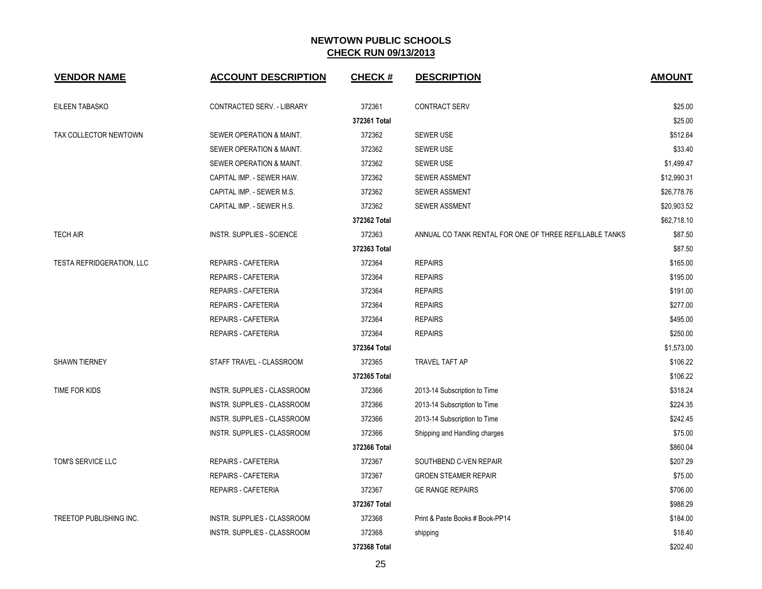## NEWTOWN PUBLIC SCHOOLS
## CHECK RUN 09/13/2013

| VENDOR NAME | ACCOUNT DESCRIPTION | CHECK # | DESCRIPTION | AMOUNT |
|---|---|---|---|---|
| EILEEN TABASKO | CONTRACTED SERV. - LIBRARY | 372361 | CONTRACT SERV | $25.00 |
| | | **372361 Total** | | $25.00 |
| TAX COLLECTOR NEWTOWN | SEWER OPERATION & MAINT. | 372362 | SEWER USE | $512.64 |
| | SEWER OPERATION & MAINT. | 372362 | SEWER USE | $33.40 |
| | SEWER OPERATION & MAINT. | 372362 | SEWER USE | $1,499.47 |
| | CAPITAL IMP. - SEWER HAW. | 372362 | SEWER ASSMENT | $12,990.31 |
| | CAPITAL IMP. - SEWER M.S. | 372362 | SEWER ASSMENT | $26,778.76 |
| | CAPITAL IMP. - SEWER H.S. | 372362 | SEWER ASSMENT | $20,903.52 |
| | | **372362 Total** | | $62,718.10 |
| TECH AIR | INSTR. SUPPLIES - SCIENCE | 372363 | ANNUAL CO TANK RENTAL FOR ONE OF THREE REFILLABLE TANKS | $87.50 |
| | | **372363 Total** | | $87.50 |
| TESTA REFRIDGERATION, LLC | REPAIRS - CAFETERIA | 372364 | REPAIRS | $165.00 |
| | REPAIRS - CAFETERIA | 372364 | REPAIRS | $195.00 |
| | REPAIRS - CAFETERIA | 372364 | REPAIRS | $191.00 |
| | REPAIRS - CAFETERIA | 372364 | REPAIRS | $277.00 |
| | REPAIRS - CAFETERIA | 372364 | REPAIRS | $495.00 |
| | REPAIRS - CAFETERIA | 372364 | REPAIRS | $250.00 |
| | | **372364 Total** | | $1,573.00 |
| SHAWN TIERNEY | STAFF TRAVEL - CLASSROOM | 372365 | TRAVEL TAFT AP | $106.22 |
| | | **372365 Total** | | $106.22 |
| TIME FOR KIDS | INSTR. SUPPLIES - CLASSROOM | 372366 | 2013-14 Subscription to Time | $318.24 |
| | INSTR. SUPPLIES - CLASSROOM | 372366 | 2013-14 Subscription to Time | $224.35 |
| | INSTR. SUPPLIES - CLASSROOM | 372366 | 2013-14 Subscription to Time | $242.45 |
| | INSTR. SUPPLIES - CLASSROOM | 372366 | Shipping and Handling charges | $75.00 |
| | | **372366 Total** | | $860.04 |
| TOM'S SERVICE LLC | REPAIRS - CAFETERIA | 372367 | SOUTHBEND C-VEN REPAIR | $207.29 |
| | REPAIRS - CAFETERIA | 372367 | GROEN STEAMER REPAIR | $75.00 |
| | REPAIRS - CAFETERIA | 372367 | GE RANGE REPAIRS | $706.00 |
| | | **372367 Total** | | $988.29 |
| TREETOP PUBLISHING INC. | INSTR. SUPPLIES - CLASSROOM | 372368 | Print & Paste Books # Book-PP14 | $184.00 |
| | INSTR. SUPPLIES - CLASSROOM | 372368 | shipping | $18.40 |
| | | **372368 Total** | | $202.40 |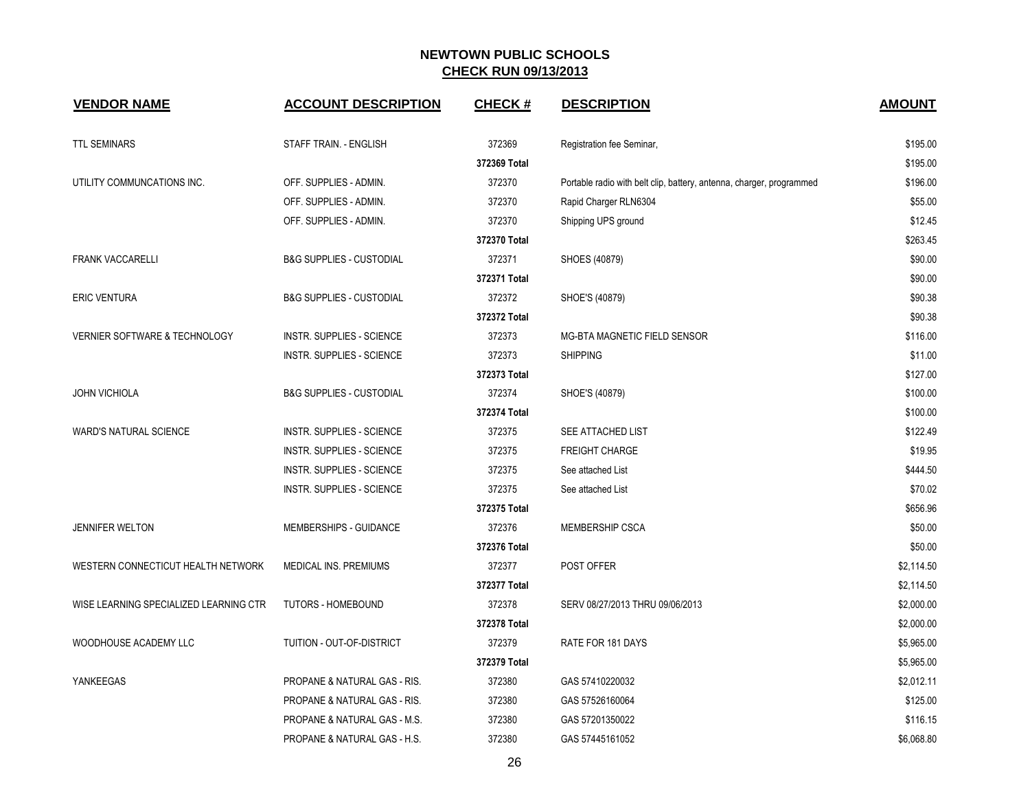## NEWTOWN PUBLIC SCHOOLS
## CHECK RUN 09/13/2013

| VENDOR NAME | ACCOUNT DESCRIPTION | CHECK # | DESCRIPTION | AMOUNT |
|---|---|---|---|---|
| TTL SEMINARS | STAFF TRAIN. - ENGLISH | 372369 | Registration fee Seminar, | $195.00 |
| | | 372369 Total | | $195.00 |
| UTILITY COMMUNCATIONS INC. | OFF. SUPPLIES - ADMIN. | 372370 | Portable radio with belt clip, battery, antenna, charger, programmed | $196.00 |
| | OFF. SUPPLIES - ADMIN. | 372370 | Rapid Charger RLN6304 | $55.00 |
| | OFF. SUPPLIES - ADMIN. | 372370 | Shipping UPS ground | $12.45 |
| | | 372370 Total | | $263.45 |
| FRANK VACCARELLI | B&G SUPPLIES - CUSTODIAL | 372371 | SHOES (40879) | $90.00 |
| | | 372371 Total | | $90.00 |
| ERIC VENTURA | B&G SUPPLIES - CUSTODIAL | 372372 | SHOE'S (40879) | $90.38 |
| | | 372372 Total | | $90.38 |
| VERNIER SOFTWARE & TECHNOLOGY | INSTR. SUPPLIES - SCIENCE | 372373 | MG-BTA MAGNETIC FIELD SENSOR | $116.00 |
| | INSTR. SUPPLIES - SCIENCE | 372373 | SHIPPING | $11.00 |
| | | 372373 Total | | $127.00 |
| JOHN VICHIOLA | B&G SUPPLIES - CUSTODIAL | 372374 | SHOE'S (40879) | $100.00 |
| | | 372374 Total | | $100.00 |
| WARD'S NATURAL SCIENCE | INSTR. SUPPLIES - SCIENCE | 372375 | SEE ATTACHED LIST | $122.49 |
| | INSTR. SUPPLIES - SCIENCE | 372375 | FREIGHT CHARGE | $19.95 |
| | INSTR. SUPPLIES - SCIENCE | 372375 | See attached List | $444.50 |
| | INSTR. SUPPLIES - SCIENCE | 372375 | See attached List | $70.02 |
| | | 372375 Total | | $656.96 |
| JENNIFER WELTON | MEMBERSHIPS - GUIDANCE | 372376 | MEMBERSHIP CSCA | $50.00 |
| | | 372376 Total | | $50.00 |
| WESTERN CONNECTICUT HEALTH NETWORK | MEDICAL INS. PREMIUMS | 372377 | POST OFFER | $2,114.50 |
| | | 372377 Total | | $2,114.50 |
| WISE LEARNING SPECIALIZED LEARNING CTR | TUTORS - HOMEBOUND | 372378 | SERV 08/27/2013 THRU 09/06/2013 | $2,000.00 |
| | | 372378 Total | | $2,000.00 |
| WOODHOUSE ACADEMY LLC | TUITION - OUT-OF-DISTRICT | 372379 | RATE FOR 181 DAYS | $5,965.00 |
| | | 372379 Total | | $5,965.00 |
| YANKEEGAS | PROPANE & NATURAL GAS - RIS. | 372380 | GAS 57410220032 | $2,012.11 |
| | PROPANE & NATURAL GAS - RIS. | 372380 | GAS 57526160064 | $125.00 |
| | PROPANE & NATURAL GAS - M.S. | 372380 | GAS 57201350022 | $116.15 |
| | PROPANE & NATURAL GAS - H.S. | 372380 | GAS 57445161052 | $6,068.80 |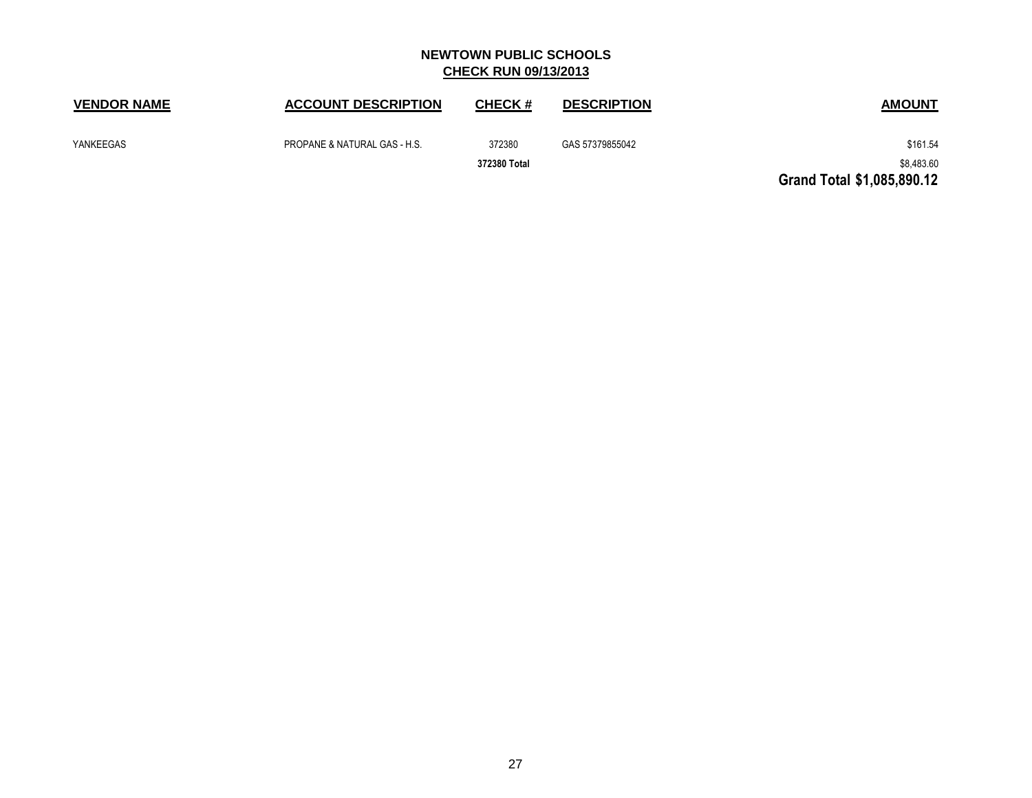## NEWTOWN PUBLIC SCHOOLS

### CHECK RUN 09/13/2013

| VENDOR NAME | ACCOUNT DESCRIPTION | CHECK # | DESCRIPTION | AMOUNT |
|---|---|---|---|---|
| YANKEEGAS | PROPANE & NATURAL GAS - H.S. | 372380 | GAS 57379855042 | $161.54 |
| | | **372380 Total** | | $8,483.60 |
| | | | | **Grand Total $1,085,890.12** |